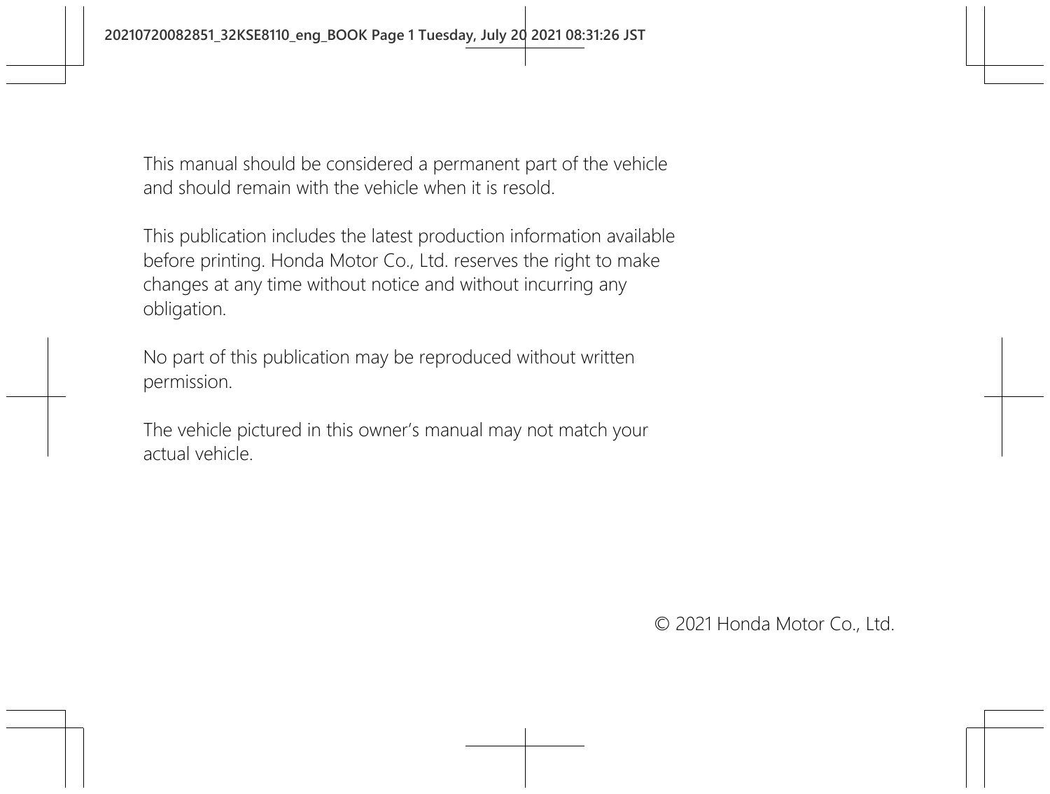This manual should be considered a permanent part of the vehicle and should remain with the vehicle when it is resold.

This publication includes the latest production information available before printing. Honda Motor Co., Ltd. reserves the right to make changes at any time without notice and without incurring any obligation.

No part of this publication may be reproduced without written permission.

The vehicle pictured in this owner's manual may not match your actual vehicle.

© 2021 Honda Motor Co., Ltd.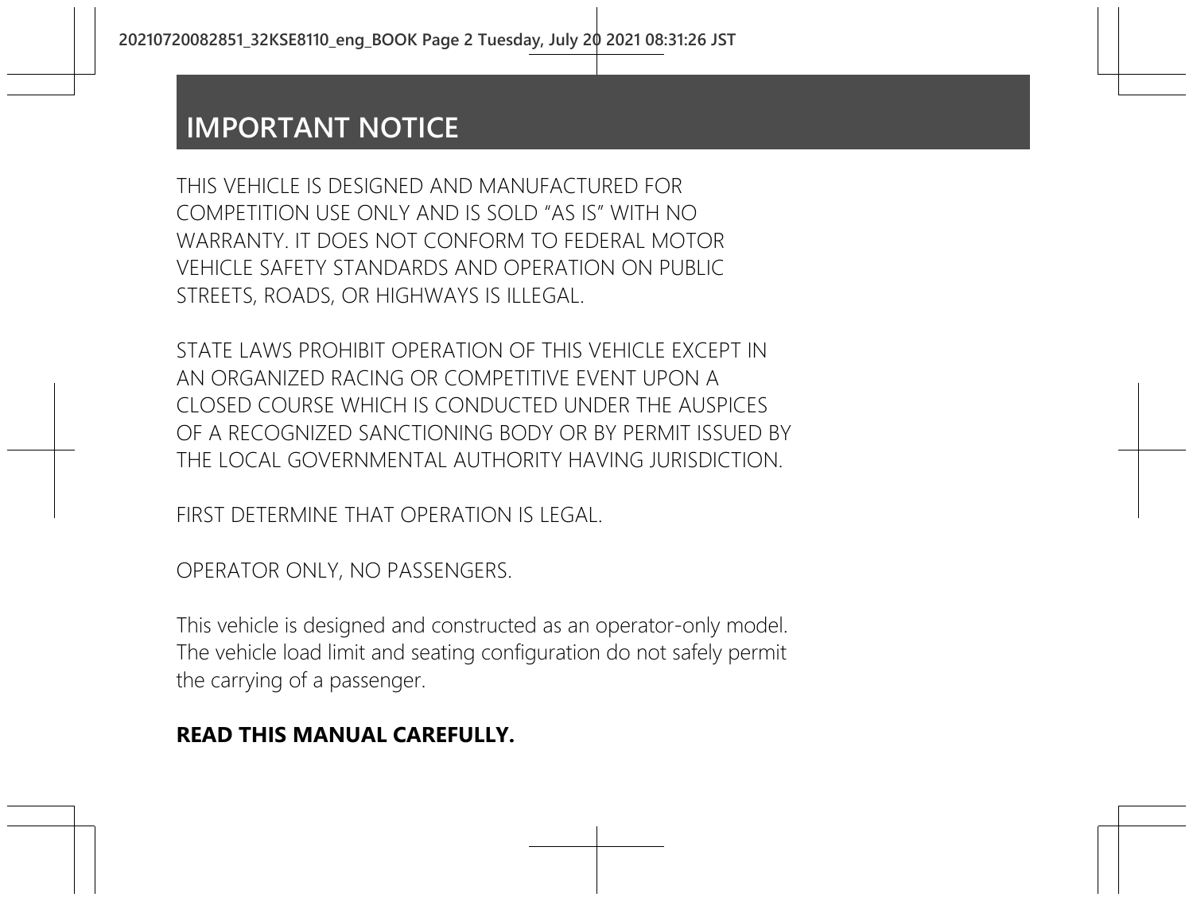# IMPORTANT NOTICE

THIS VEHICLE IS DESIGNED AND MANUFACTURED FOR COMPETITION USE ONLY AND IS SOLD "AS IS" WITH NO WARRANTY. IT DOES NOT CONFORM TO FEDERAL MOTOR VEHICLE SAFETY STANDARDS AND OPERATION ON PUBLIC STREETS, ROADS, OR HIGHWAYS IS ILLEGAL.

STATE LAWS PROHIBIT OPERATION OF THIS VEHICLE EXCEPT IN AN ORGANIZED RACING OR COMPETITIVE EVENT UPON A CLOSED COURSE WHICH IS CONDUCTED UNDER THE AUSPICES OF A RECOGNIZED SANCTIONING BODY OR BY PERMIT ISSUED BY THE LOCAL GOVERNMENTAL AUTHORITY HAVING JURISDICTION.

FIRST DETERMINE THAT OPERATION IS LEGAL.

OPERATOR ONLY, NO PASSENGERS.

This vehicle is designed and constructed as an operator-only model. The vehicle load limit and seating configuration do not safely permit the carrying of a passenger.

**READ THIS MANUAL CAREFULLY.**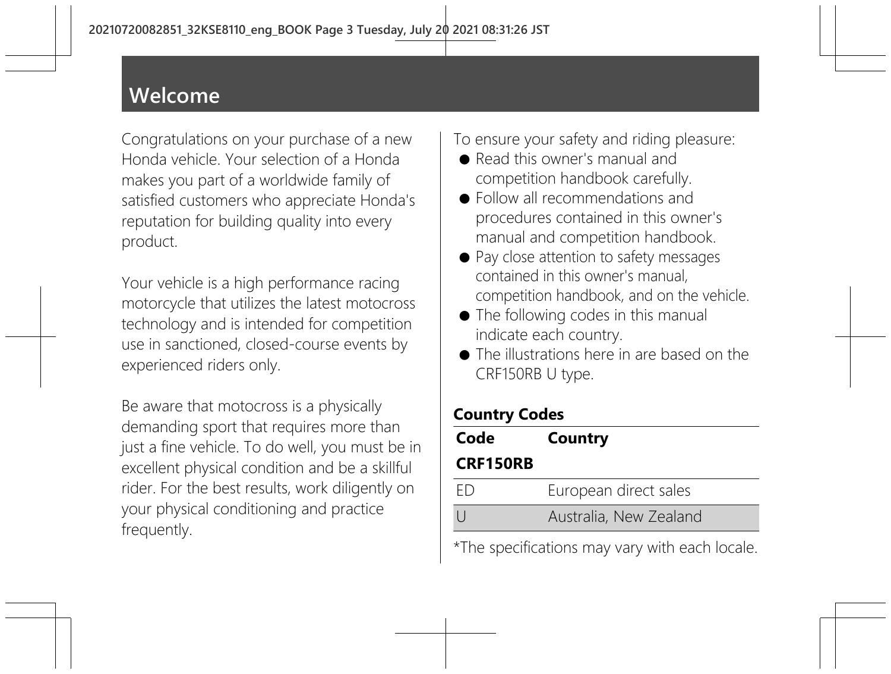# Welcome

Congratulations on your purchase of a new Honda vehicle. Your selection of a Honda makes you part of a worldwide family of satisfied customers who appreciate Honda's reputation for building quality into every product.

Your vehicle is a high performance racing motorcycle that utilizes the latest motocross technology and is intended for competition use in sanctioned, closed-course events by experienced riders only.

Be aware that motocross is a physically demanding sport that requires more than just a fine vehicle. To do well, you must be in excellent physical condition and be a skillful rider. For the best results, work diligently on your physical conditioning and practice frequently.

To ensure your safety and riding pleasure:

- Read this owner's manual and competition handbook carefully.
- Follow all recommendations and procedures contained in this owner's manual and competition handbook.
- Pay close attention to safety messages contained in this owner's manual, competition handbook, and on the vehicle.
- The following codes in this manual indicate each country.
- The illustrations here in are based on the CRF150RB U type.

**Country Codes**

| Code | Country |
| --- | --- |
| **CRF150RB** | |
| ED | European direct sales |
| U | Australia, New Zealand |

*The specifications may vary with each locale.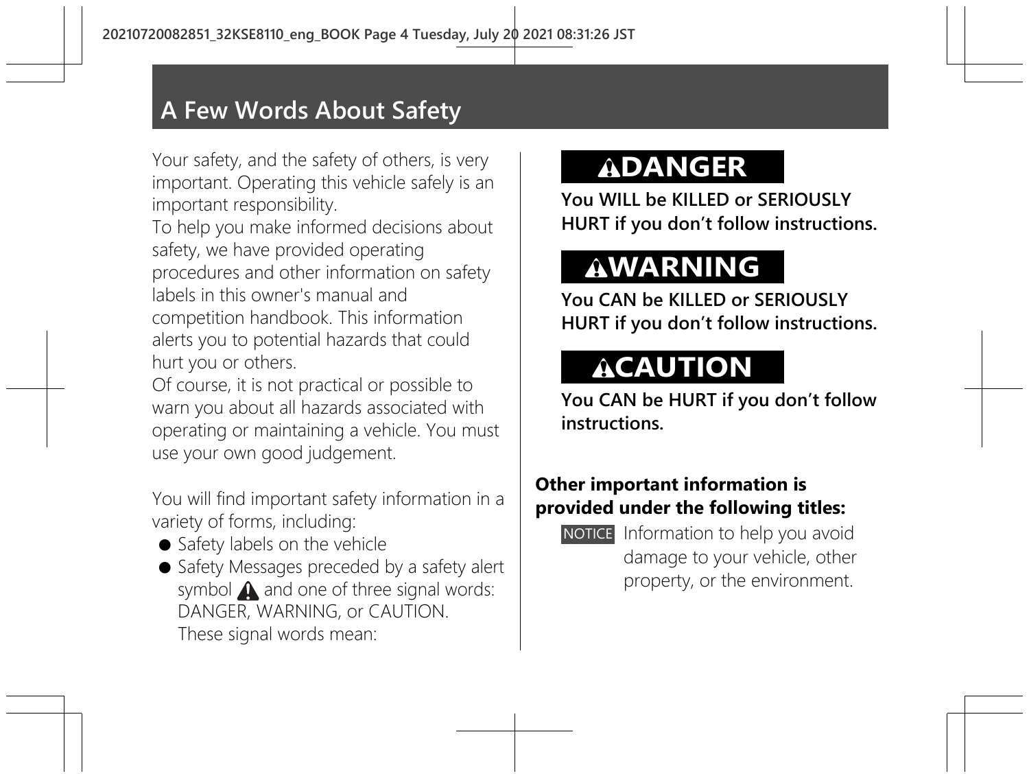# A Few Words About Safety

Your safety, and the safety of others, is very important. Operating this vehicle safely is an important responsibility.
To help you make informed decisions about safety, we have provided operating procedures and other information on safety labels in this owner's manual and competition handbook. This information alerts you to potential hazards that could hurt you or others.
Of course, it is not practical or possible to warn you about all hazards associated with operating or maintaining a vehicle. You must use your own good judgement.

You will find important safety information in a variety of forms, including:

- Safety labels on the vehicle
- Safety Messages preceded by a safety alert symbol ⚠ and one of three signal words: DANGER, WARNING, or CAUTION.
  These signal words mean:

**⚠DANGER**

**You WILL be KILLED or SERIOUSLY HURT if you don't follow instructions.**

**⚠WARNING**

**You CAN be KILLED or SERIOUSLY HURT if you don't follow instructions.**

**⚠CAUTION**

**You CAN be HURT if you don't follow instructions.**

**Other important information is provided under the following titles:**

NOTICE Information to help you avoid damage to your vehicle, other property, or the environment.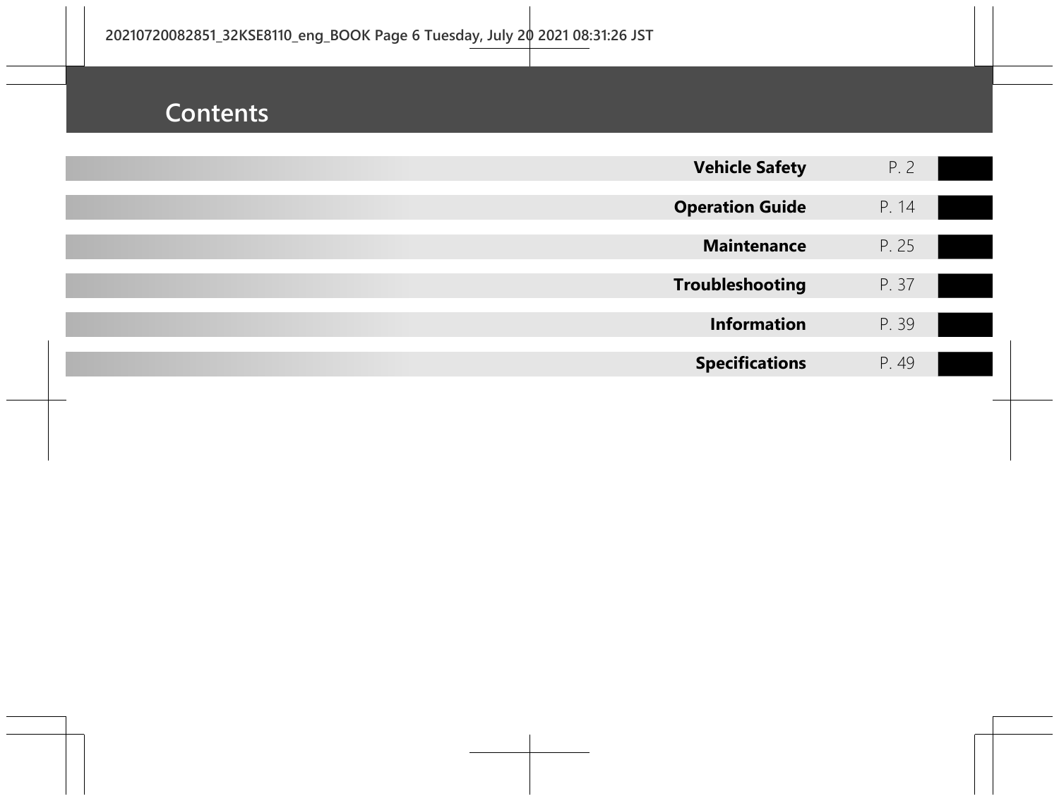# Contents

| | |
|---|---|
| **Vehicle Safety** | P. 2 |
| **Operation Guide** | P. 14 |
| **Maintenance** | P. 25 |
| **Troubleshooting** | P. 37 |
| **Information** | P. 39 |
| **Specifications** | P. 49 |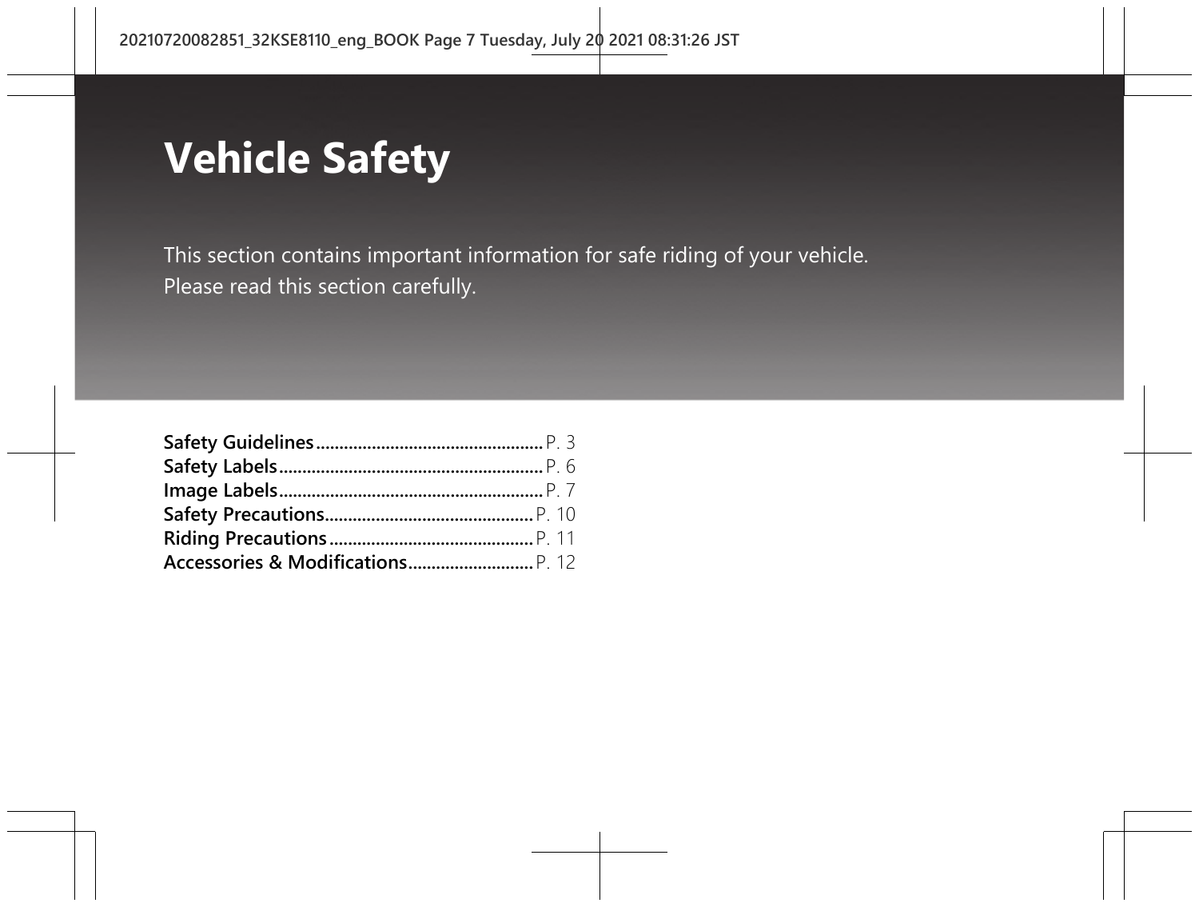# Vehicle Safety

This section contains important information for safe riding of your vehicle.
Please read this section carefully.

**Safety Guidelines**................................................P. 3
**Safety Labels**........................................................P. 6
**Image Labels**........................................................P. 7
**Safety Precautions**............................................P. 10
**Riding Precautions**...........................................P. 11
**Accessories & Modifications**..........................P. 12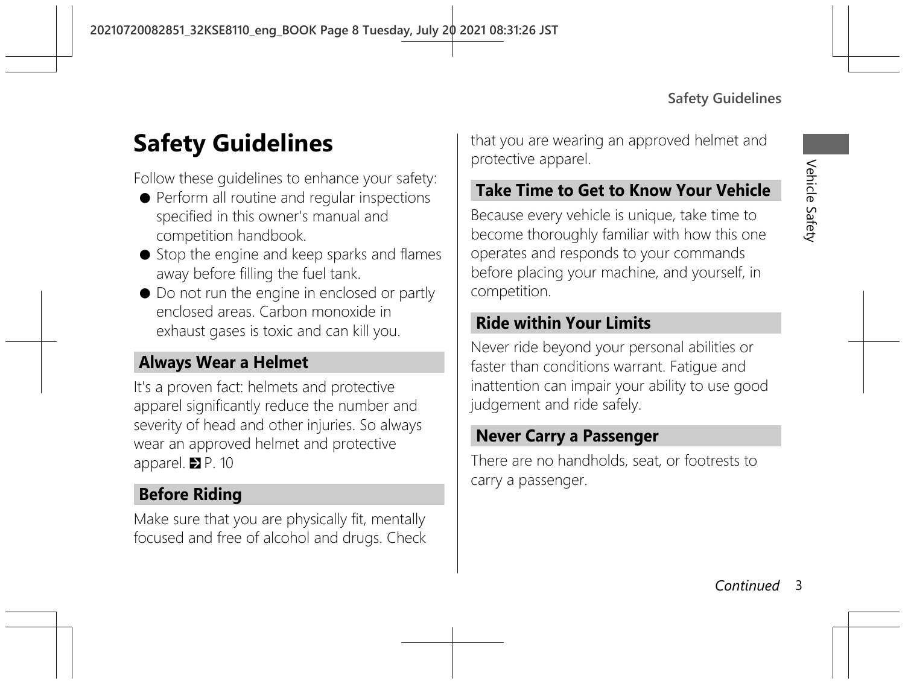# Safety Guidelines

Follow these guidelines to enhance your safety:

- Perform all routine and regular inspections specified in this owner's manual and competition handbook.
- Stop the engine and keep sparks and flames away before filling the fuel tank.
- Do not run the engine in enclosed or partly enclosed areas. Carbon monoxide in exhaust gases is toxic and can kill you.

## Always Wear a Helmet

It's a proven fact: helmets and protective apparel significantly reduce the number and severity of head and other injuries. So always wear an approved helmet and protective apparel. ➔ P. 10

## Before Riding

Make sure that you are physically fit, mentally focused and free of alcohol and drugs. Check that you are wearing an approved helmet and protective apparel.

## Take Time to Get to Know Your Vehicle

Because every vehicle is unique, take time to become thoroughly familiar with how this one operates and responds to your commands before placing your machine, and yourself, in competition.

## Ride within Your Limits

Never ride beyond your personal abilities or faster than conditions warrant. Fatigue and inattention can impair your ability to use good judgement and ride safely.

## Never Carry a Passenger

There are no handholds, seat, or footrests to carry a passenger.

*Continued*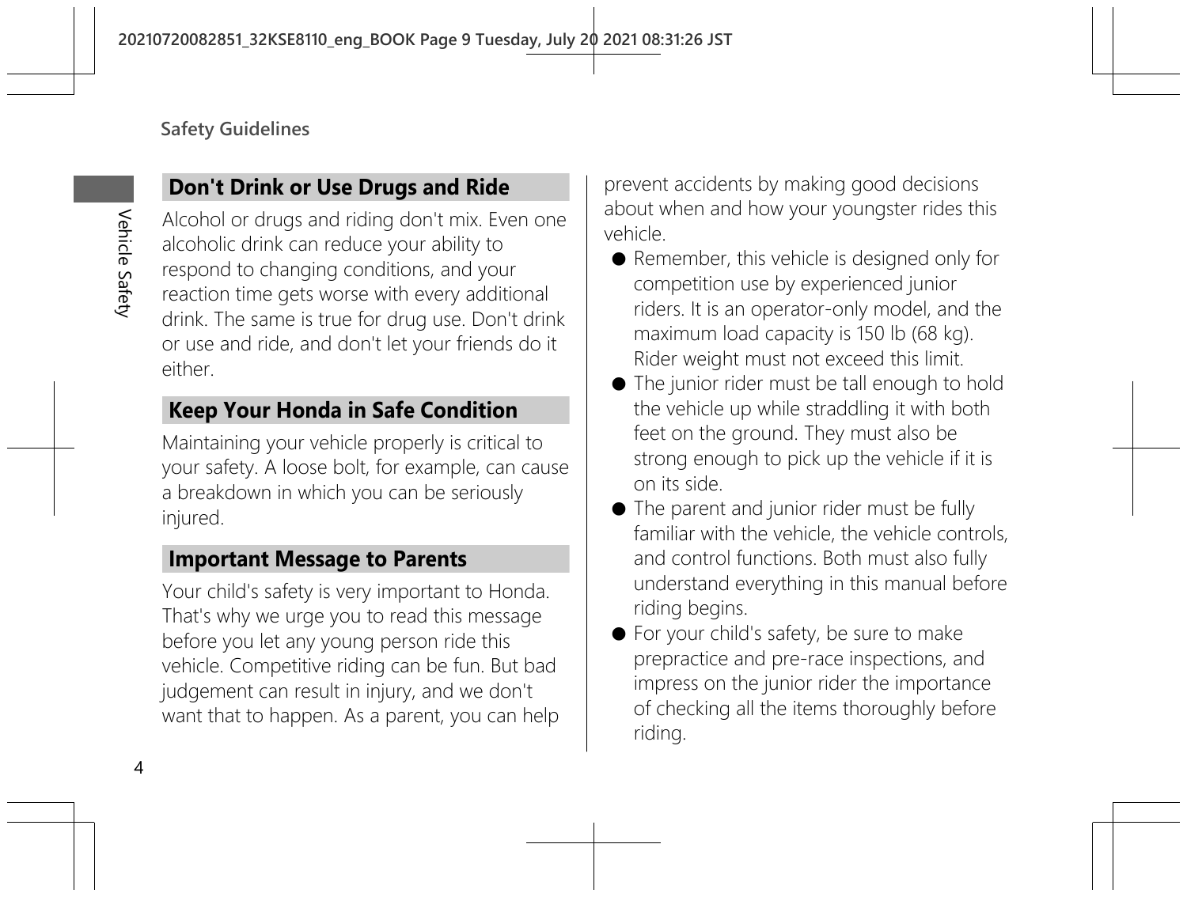## Don't Drink or Use Drugs and Ride

Alcohol or drugs and riding don't mix. Even one alcoholic drink can reduce your ability to respond to changing conditions, and your reaction time gets worse with every additional drink. The same is true for drug use. Don't drink or use and ride, and don't let your friends do it either.

## Keep Your Honda in Safe Condition

Maintaining your vehicle properly is critical to your safety. A loose bolt, for example, can cause a breakdown in which you can be seriously injured.

## Important Message to Parents

Your child's safety is very important to Honda. That's why we urge you to read this message before you let any young person ride this vehicle. Competitive riding can be fun. But bad judgement can result in injury, and we don't want that to happen. As a parent, you can help prevent accidents by making good decisions about when and how your youngster rides this vehicle.

- Remember, this vehicle is designed only for competition use by experienced junior riders. It is an operator-only model, and the maximum load capacity is 150 lb (68 kg). Rider weight must not exceed this limit.
- The junior rider must be tall enough to hold the vehicle up while straddling it with both feet on the ground. They must also be strong enough to pick up the vehicle if it is on its side.
- The parent and junior rider must be fully familiar with the vehicle, the vehicle controls, and control functions. Both must also fully understand everything in this manual before riding begins.
- For your child's safety, be sure to make prepractice and pre-race inspections, and impress on the junior rider the importance of checking all the items thoroughly before riding.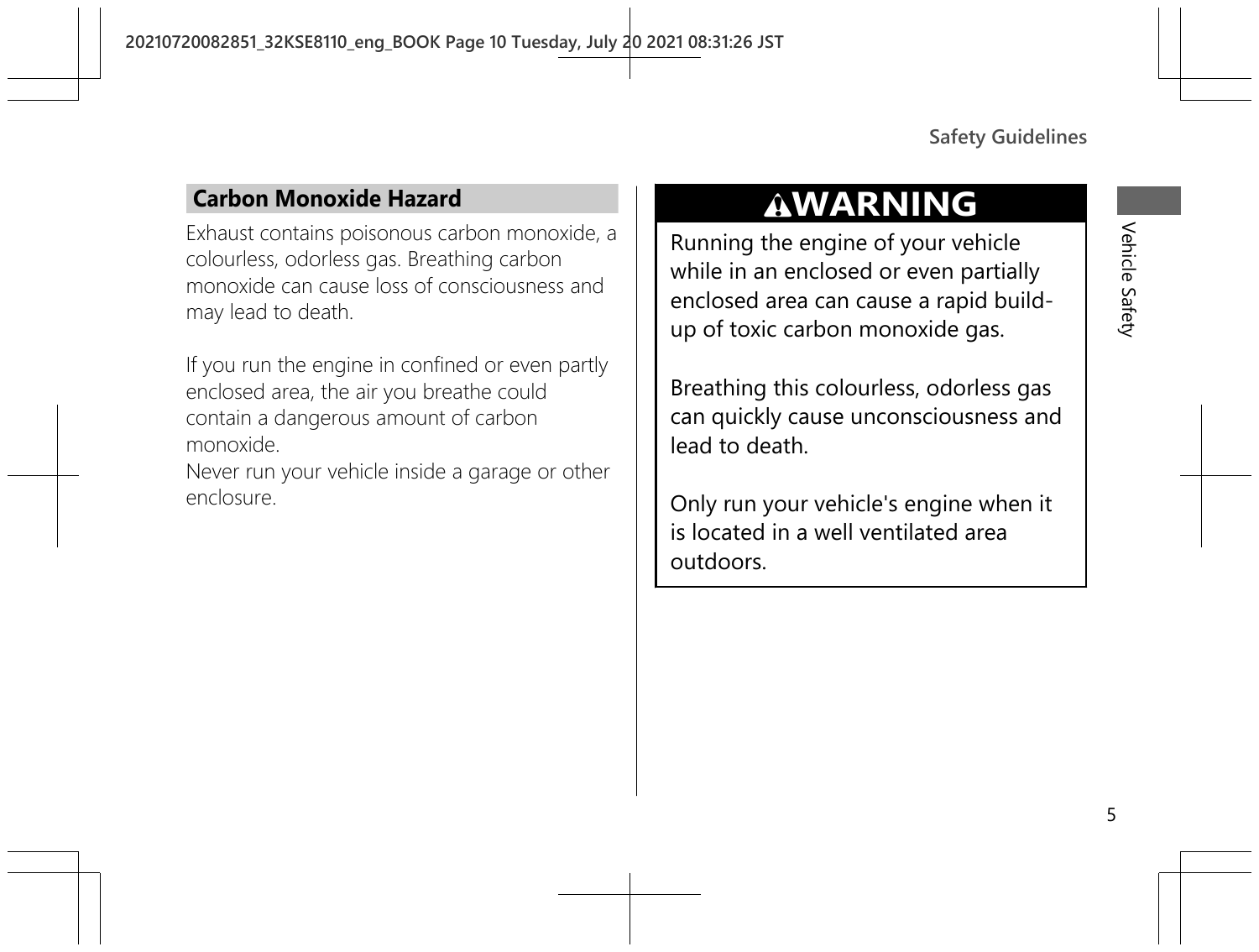## Carbon Monoxide Hazard

Exhaust contains poisonous carbon monoxide, a colourless, odorless gas. Breathing carbon monoxide can cause loss of consciousness and may lead to death.

If you run the engine in confined or even partly enclosed area, the air you breathe could contain a dangerous amount of carbon monoxide.
Never run your vehicle inside a garage or other enclosure.

> **⚠WARNING**
>
> Running the engine of your vehicle while in an enclosed or even partially enclosed area can cause a rapid build-up of toxic carbon monoxide gas.
>
> Breathing this colourless, odorless gas can quickly cause unconsciousness and lead to death.
>
> Only run your vehicle's engine when it is located in a well ventilated area outdoors.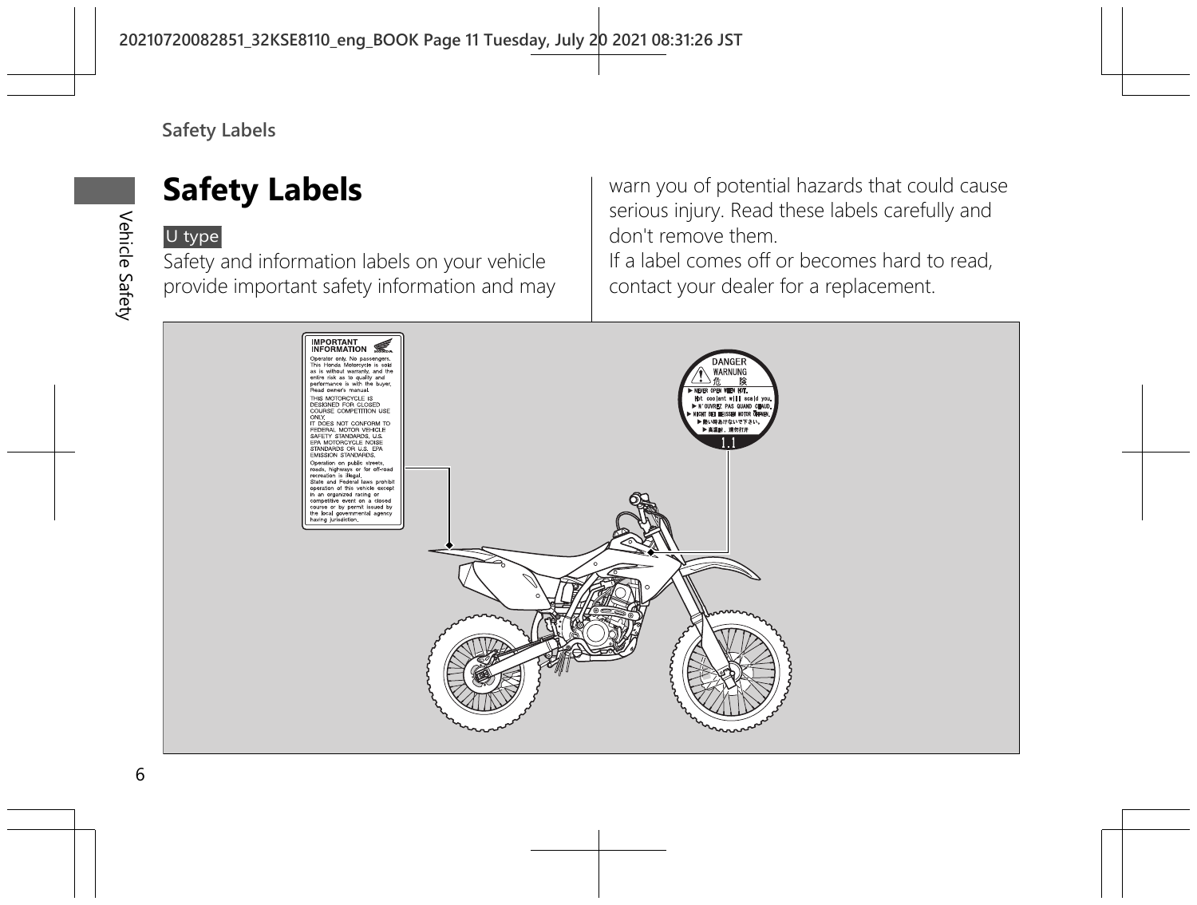# Safety Labels

U type

Safety and information labels on your vehicle provide important safety information and may warn you of potential hazards that could cause serious injury. Read these labels carefully and don't remove them.

If a label comes off or becomes hard to read, contact your dealer for a replacement.

IMPORTANT INFORMATION

Operator only. No passengers.
This Honda Motorcycle is sold as is without warranty, and the entire risk as to quality and performance is with the buyer.
Read owner's manual.
THIS MOTORCYCLE IS DESIGNED FOR CLOSED COURSE COMPETITION USE ONLY.
IT DOES NOT CONFORM TO FEDERAL MOTOR VEHICLE SAFETY STANDARDS, U.S. EPA MOTORCYCLE NOISE STANDARDS OR U.S. EPA EMISSION STANDARDS.
Operation on public streets, roads, highways or for off-road recreation is illegal.
State and Federal laws prohibit operation of this vehicle except in an organized racing or competitive event on a closed course or by permit issued by the local governmental agency having jurisdiction.

DANGER
WARNUNG
危険
▶ NEVER OPEN WHEN HOT.
Hot coolant will scald you.
▶ N'OUVREZ PAS QUAND CHAUD.
▶ NICHT BEI HEISSEM MOTOR ÖFFNEN.
▶ 熱い時あけないで下さい。
▶ 高温时，请勿打开
1.1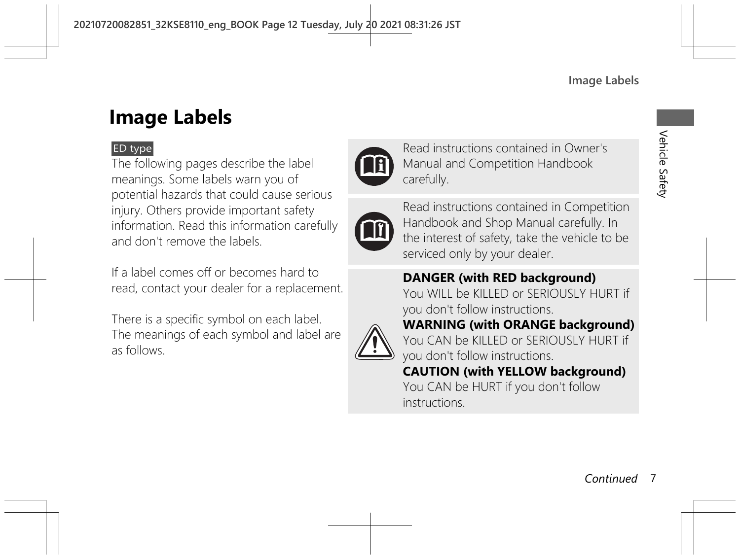# Image Labels

ED type

The following pages describe the label meanings. Some labels warn you of potential hazards that could cause serious injury. Others provide important safety information. Read this information carefully and don't remove the labels.

If a label comes off or becomes hard to read, contact your dealer for a replacement.

There is a specific symbol on each label. The meanings of each symbol and label are as follows.

Read instructions contained in Owner's Manual and Competition Handbook carefully.

Read instructions contained in Competition Handbook and Shop Manual carefully. In the interest of safety, take the vehicle to be serviced only by your dealer.

**DANGER (with RED background)**
You WILL be KILLED or SERIOUSLY HURT if you don't follow instructions.

**WARNING (with ORANGE background)**
You CAN be KILLED or SERIOUSLY HURT if you don't follow instructions.

**CAUTION (with YELLOW background)**
You CAN be HURT if you don't follow instructions.

*Continued*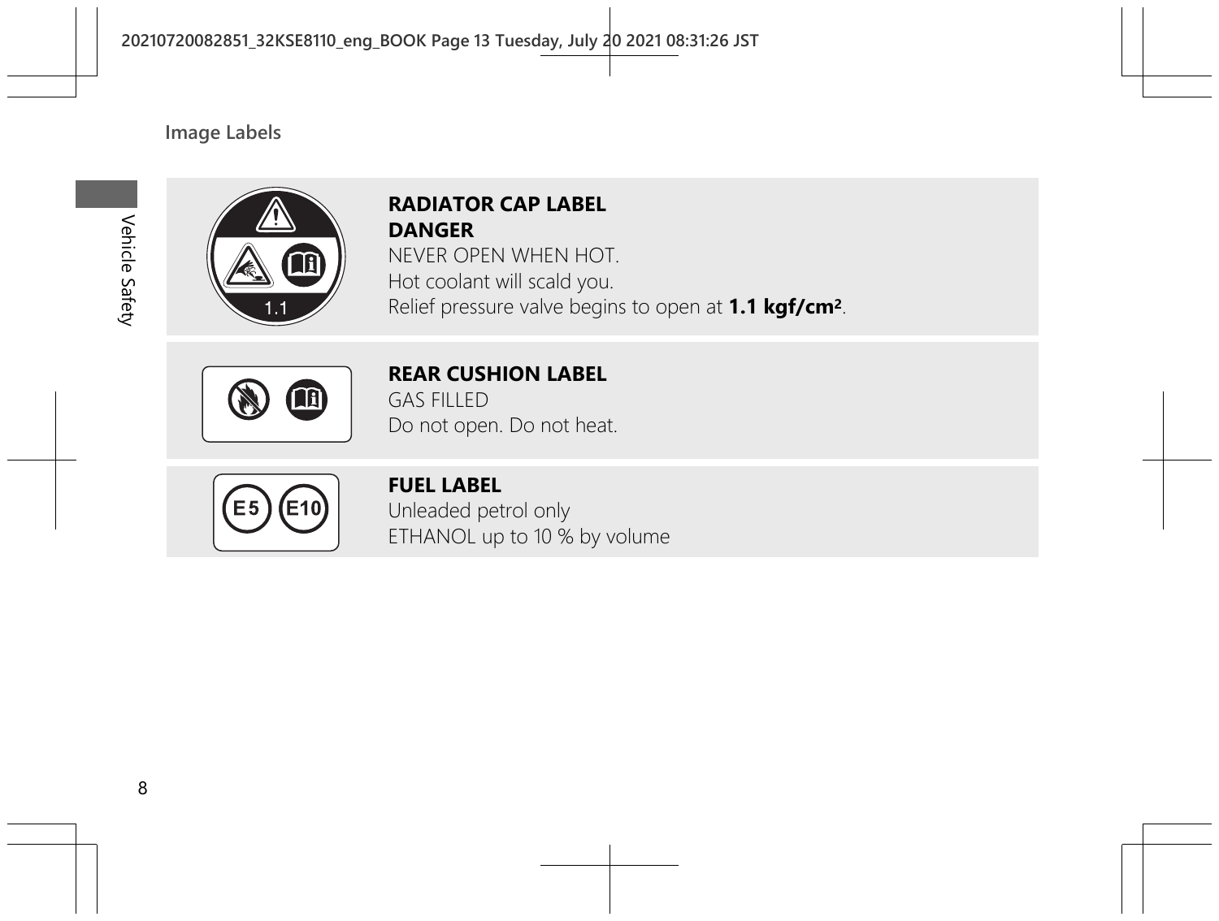## Image Labels

**RADIATOR CAP LABEL**
**DANGER**
NEVER OPEN WHEN HOT.
Hot coolant will scald you.
Relief pressure valve begins to open at **1.1 kgf/cm²**.

**REAR CUSHION LABEL**
GAS FILLED
Do not open. Do not heat.

**FUEL LABEL**
Unleaded petrol only
ETHANOL up to 10 % by volume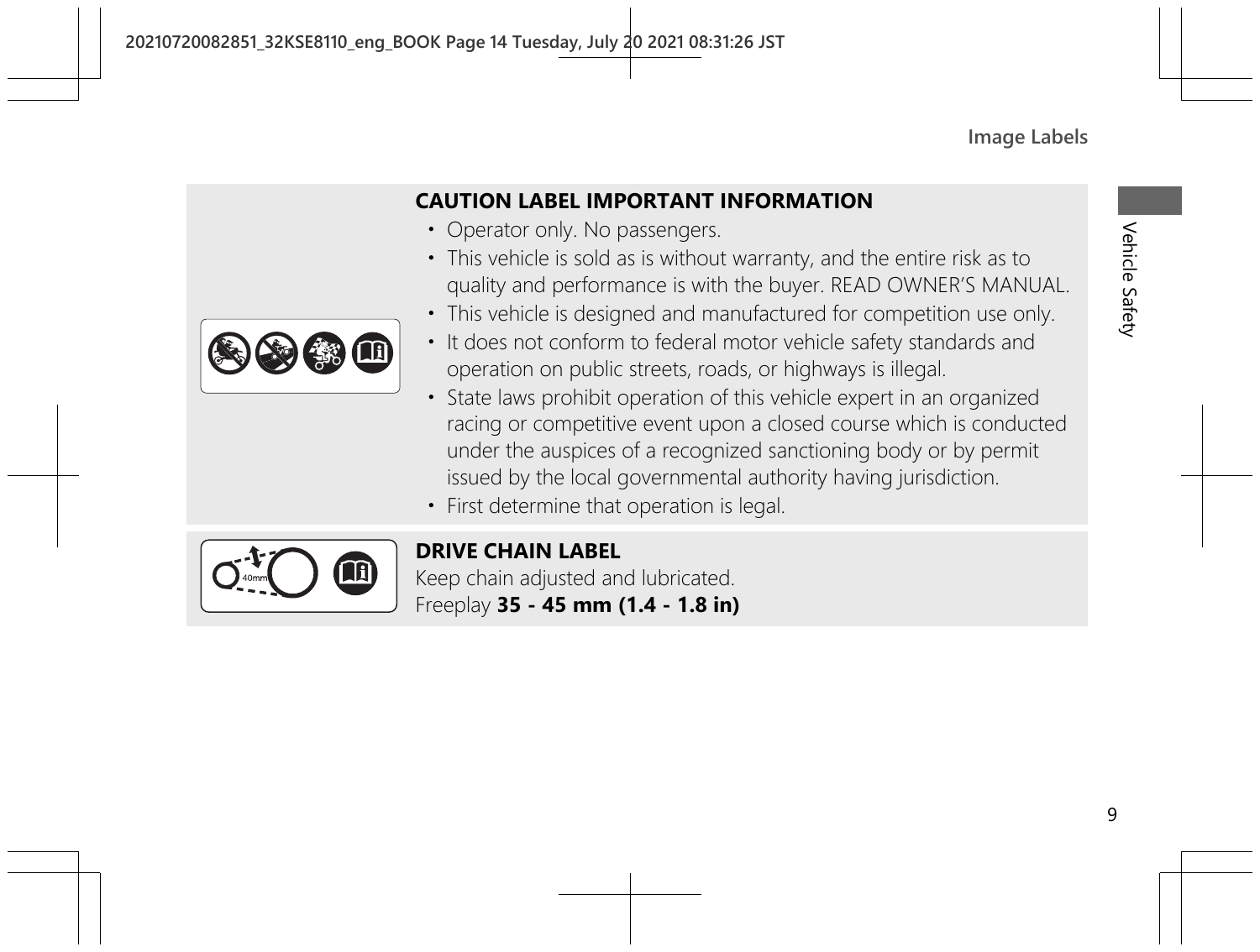### CAUTION LABEL IMPORTANT INFORMATION

- Operator only. No passengers.
- This vehicle is sold as is without warranty, and the entire risk as to quality and performance is with the buyer. READ OWNER'S MANUAL.
- This vehicle is designed and manufactured for competition use only.
- It does not conform to federal motor vehicle safety standards and operation on public streets, roads, or highways is illegal.
- State laws prohibit operation of this vehicle expert in an organized racing or competitive event upon a closed course which is conducted under the auspices of a recognized sanctioning body or by permit issued by the local governmental authority having jurisdiction.
- First determine that operation is legal.

### DRIVE CHAIN LABEL

Keep chain adjusted and lubricated.
Freeplay **35 - 45 mm (1.4 - 1.8 in)**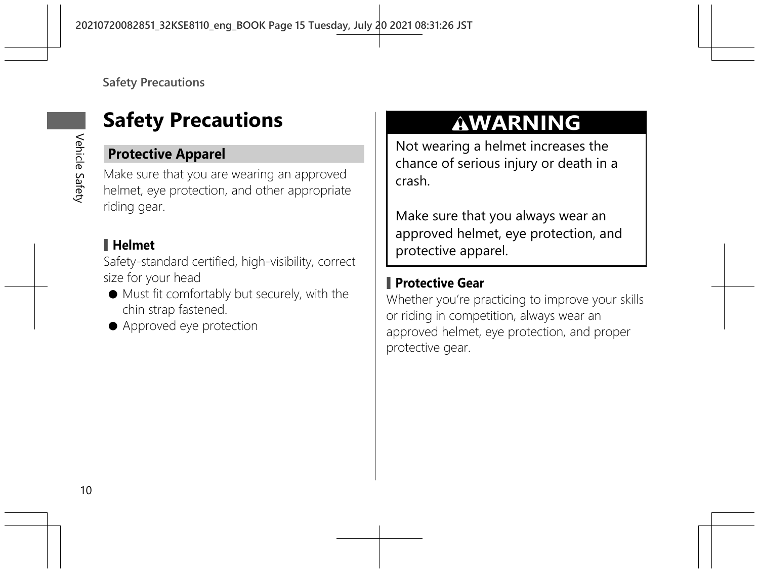# Safety Precautions

## Protective Apparel

Make sure that you are wearing an approved helmet, eye protection, and other appropriate riding gear.

### Helmet

Safety-standard certified, high-visibility, correct size for your head

- Must fit comfortably but securely, with the chin strap fastened.
- Approved eye protection

**⚠WARNING**

Not wearing a helmet increases the chance of serious injury or death in a crash.

Make sure that you always wear an approved helmet, eye protection, and protective apparel.

### Protective Gear

Whether you're practicing to improve your skills or riding in competition, always wear an approved helmet, eye protection, and proper protective gear.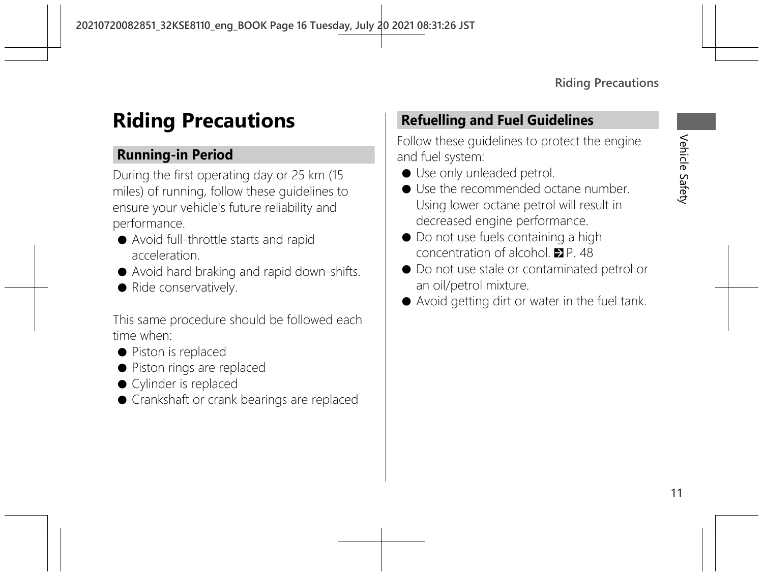# Riding Precautions

## Running-in Period

During the first operating day or 25 km (15 miles) of running, follow these guidelines to ensure your vehicle's future reliability and performance.

- Avoid full-throttle starts and rapid acceleration.
- Avoid hard braking and rapid down-shifts.
- Ride conservatively.

This same procedure should be followed each time when:

- Piston is replaced
- Piston rings are replaced
- Cylinder is replaced
- Crankshaft or crank bearings are replaced

## Refuelling and Fuel Guidelines

Follow these guidelines to protect the engine and fuel system:

- Use only unleaded petrol.
- Use the recommended octane number. Using lower octane petrol will result in decreased engine performance.
- Do not use fuels containing a high concentration of alcohol. ➔ P. 48
- Do not use stale or contaminated petrol or an oil/petrol mixture.
- Avoid getting dirt or water in the fuel tank.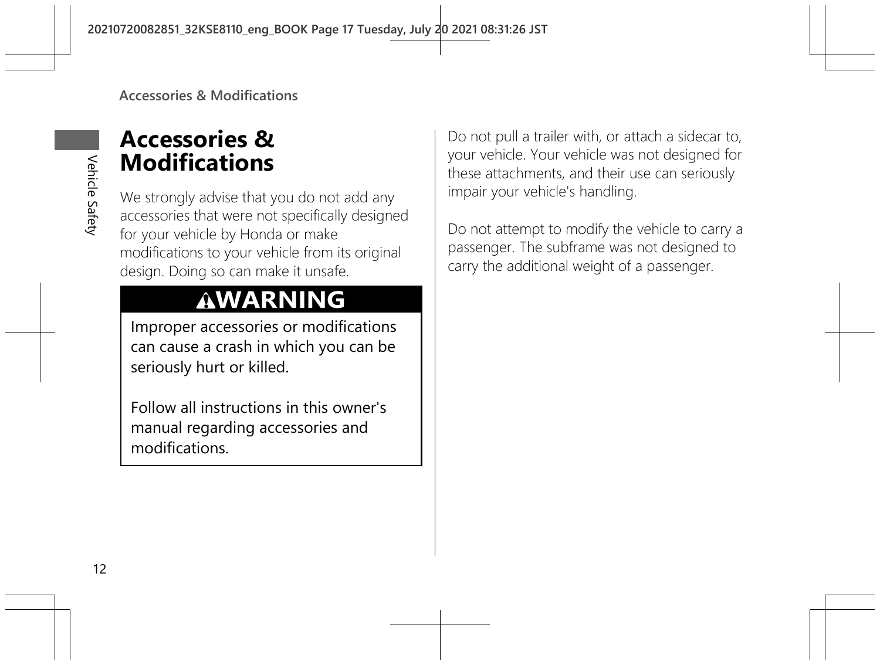# Accessories & Modifications

We strongly advise that you do not add any accessories that were not specifically designed for your vehicle by Honda or make modifications to your vehicle from its original design. Doing so can make it unsafe.

> **⚠WARNING**
>
> Improper accessories or modifications can cause a crash in which you can be seriously hurt or killed.
>
> Follow all instructions in this owner's manual regarding accessories and modifications.

Do not pull a trailer with, or attach a sidecar to, your vehicle. Your vehicle was not designed for these attachments, and their use can seriously impair your vehicle's handling.

Do not attempt to modify the vehicle to carry a passenger. The subframe was not designed to carry the additional weight of a passenger.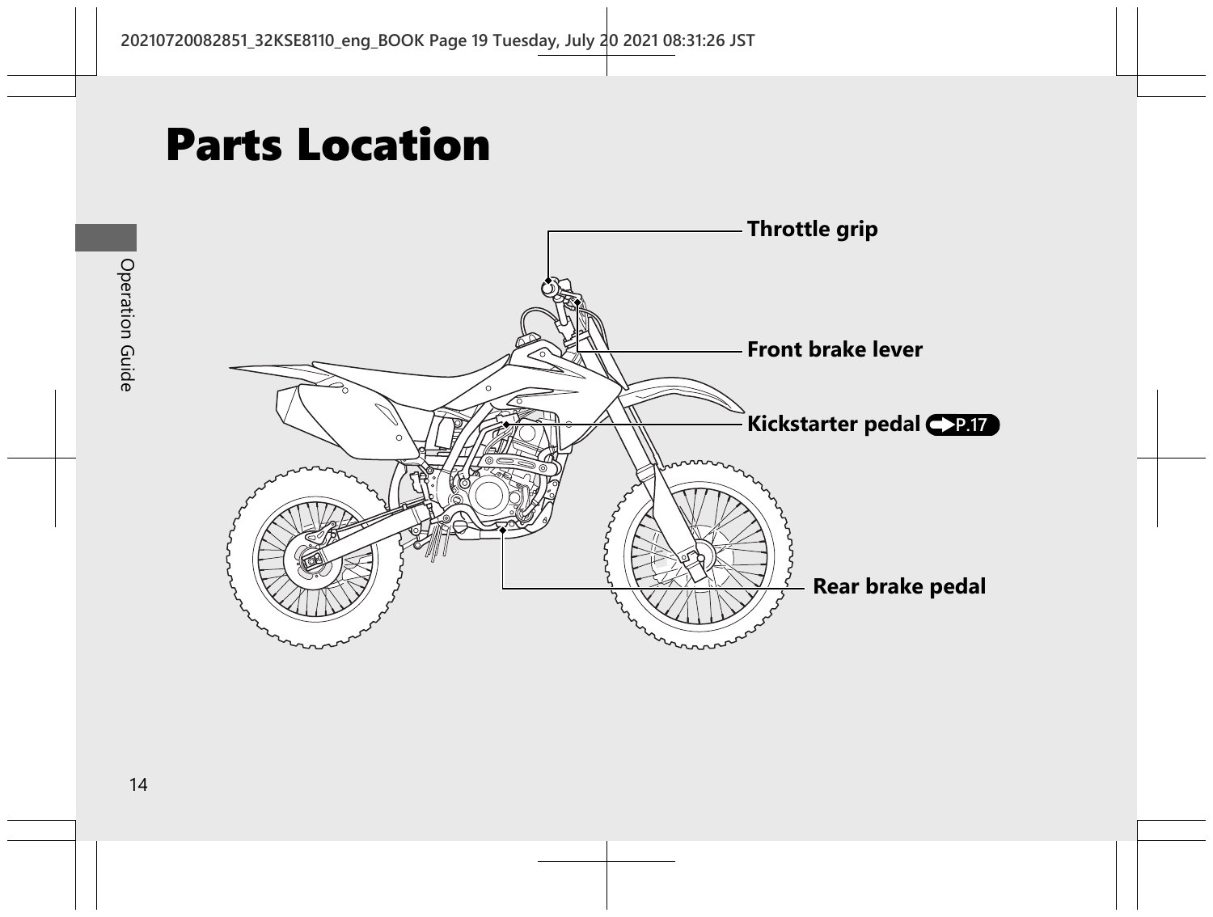# Parts Location

Throttle grip

Front brake lever

Kickstarter pedal P.17

Rear brake pedal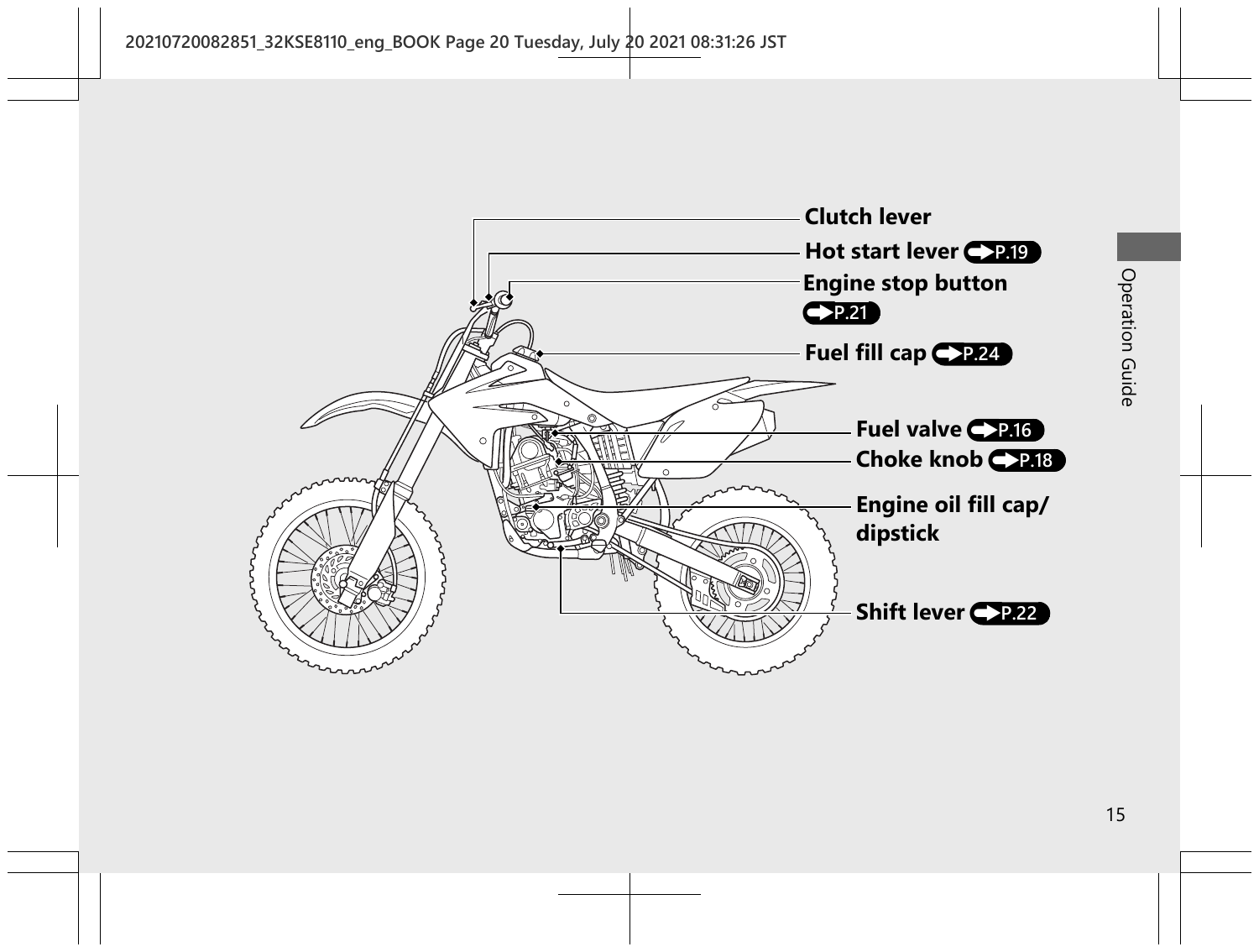Clutch lever

Hot start lever P.19

Engine stop button P.21

Fuel fill cap P.24

Fuel valve P.16

Choke knob P.18

Engine oil fill cap/ dipstick

Shift lever P.22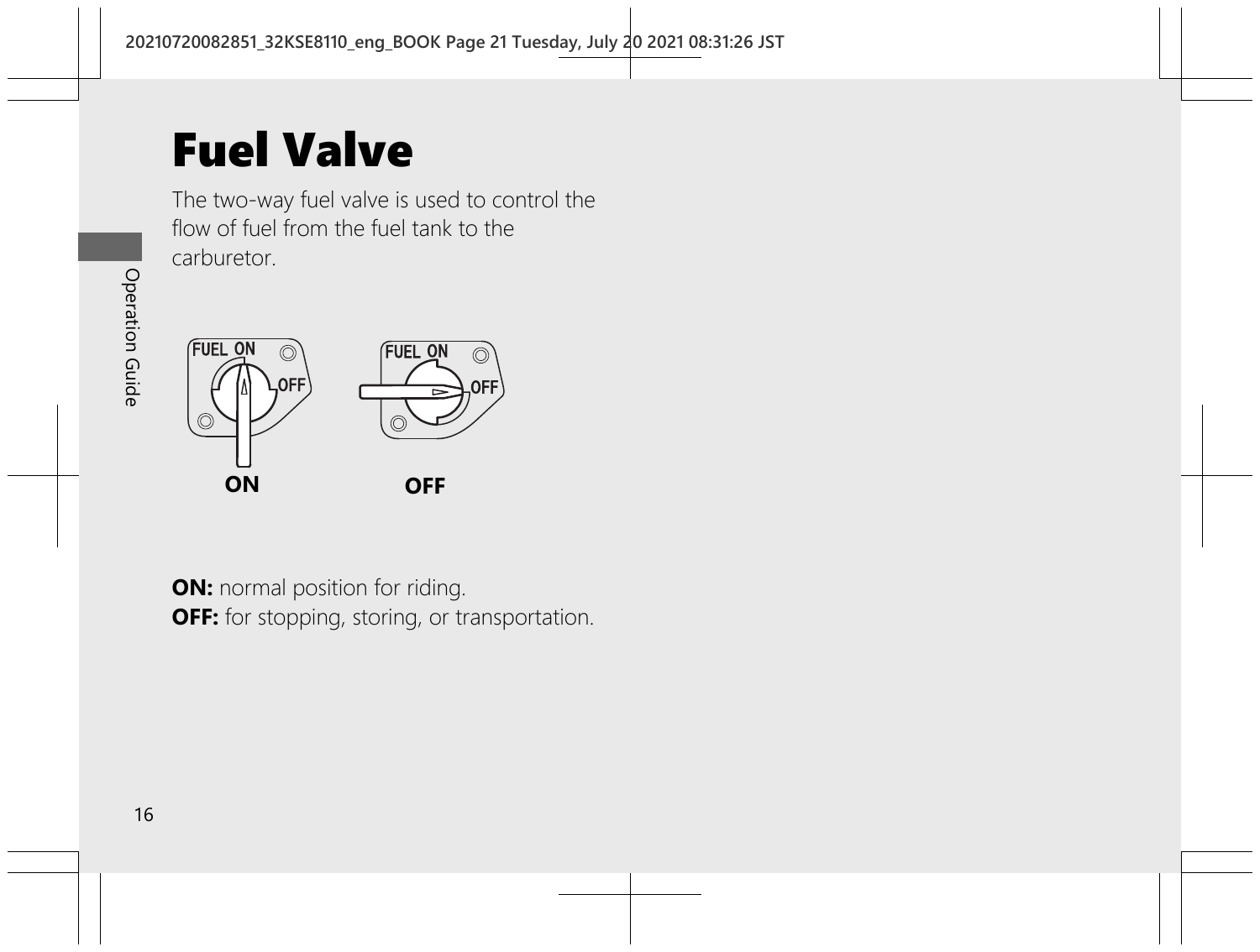# Fuel Valve

The two-way fuel valve is used to control the flow of fuel from the fuel tank to the carburetor.

ON

OFF

**ON:** normal position for riding.
**OFF:** for stopping, storing, or transportation.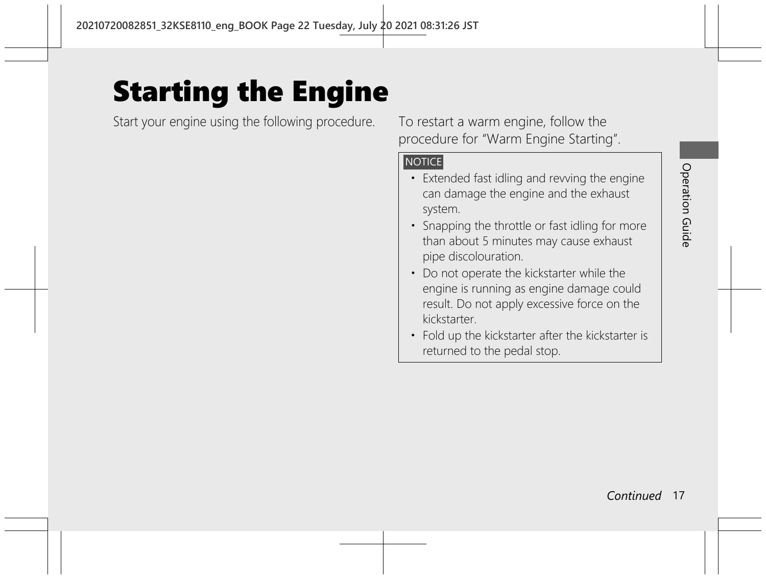# Starting the Engine

Start your engine using the following procedure.

To restart a warm engine, follow the procedure for "Warm Engine Starting".

**NOTICE**

- Extended fast idling and revving the engine can damage the engine and the exhaust system.
- Snapping the throttle or fast idling for more than about 5 minutes may cause exhaust pipe discolouration.
- Do not operate the kickstarter while the engine is running as engine damage could result. Do not apply excessive force on the kickstarter.
- Fold up the kickstarter after the kickstarter is returned to the pedal stop.

*Continued*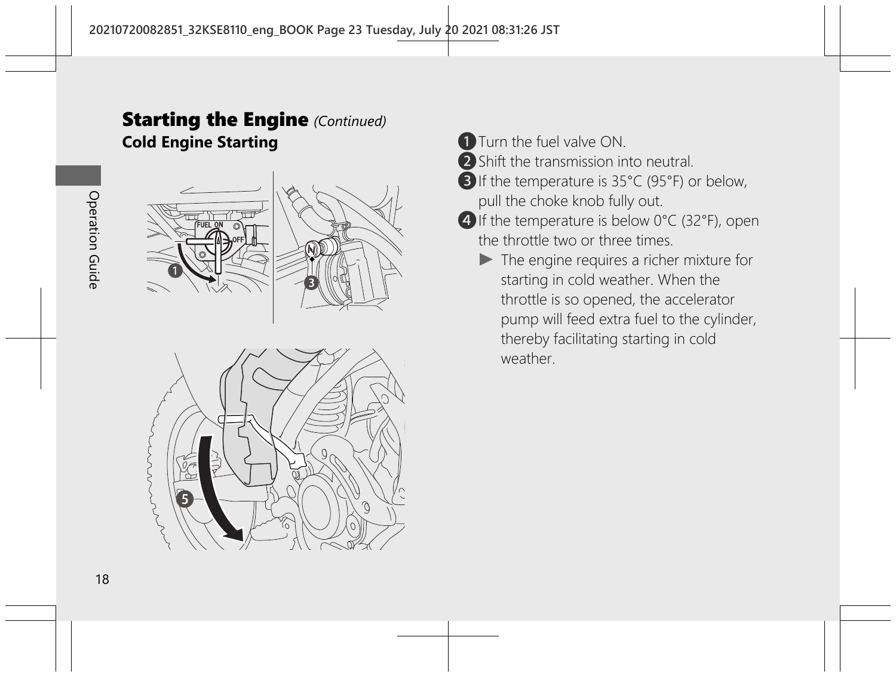## Starting the Engine *(Continued)*

### Cold Engine Starting

1. Turn the fuel valve ON.
2. Shift the transmission into neutral.
3. If the temperature is 35°C (95°F) or below, pull the choke knob fully out.
4. If the temperature is below 0°C (32°F), open the throttle two or three times.
   - ▶ The engine requires a richer mixture for starting in cold weather. When the throttle is so opened, the accelerator pump will feed extra fuel to the cylinder, thereby facilitating starting in cold weather.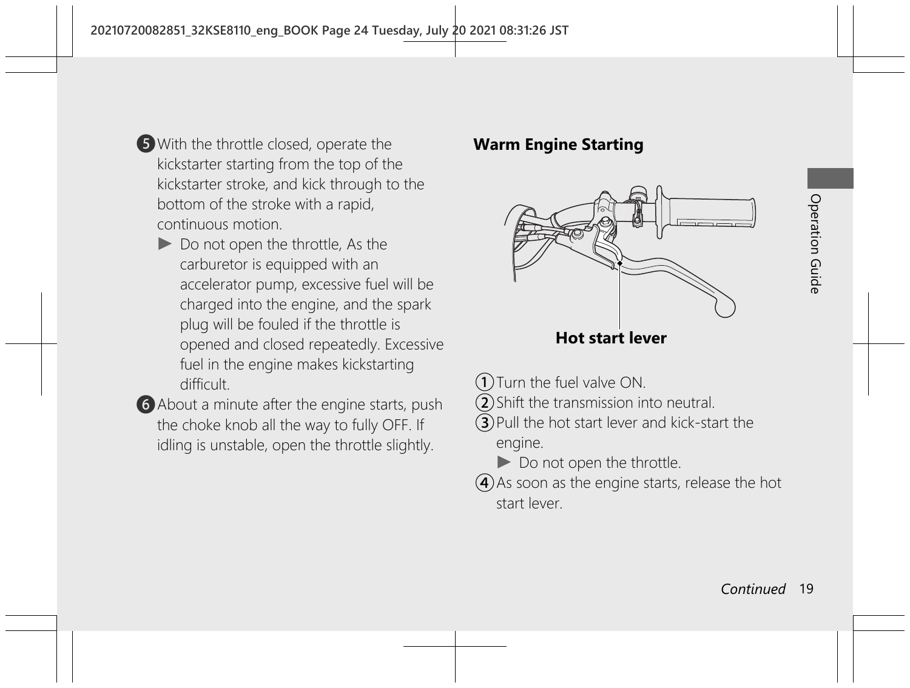5. With the throttle closed, operate the kickstarter starting from the top of the kickstarter stroke, and kick through to the bottom of the stroke with a rapid, continuous motion.
   - ▶ Do not open the throttle, As the carburetor is equipped with an accelerator pump, excessive fuel will be charged into the engine, and the spark plug will be fouled if the throttle is opened and closed repeatedly. Excessive fuel in the engine makes kickstarting difficult.
6. About a minute after the engine starts, push the choke knob all the way to fully OFF. If idling is unstable, open the throttle slightly.

**Warm Engine Starting**

**Hot start lever**

1. Turn the fuel valve ON.
2. Shift the transmission into neutral.
3. Pull the hot start lever and kick-start the engine.
   - ▶ Do not open the throttle.
4. As soon as the engine starts, release the hot start lever.

*Continued*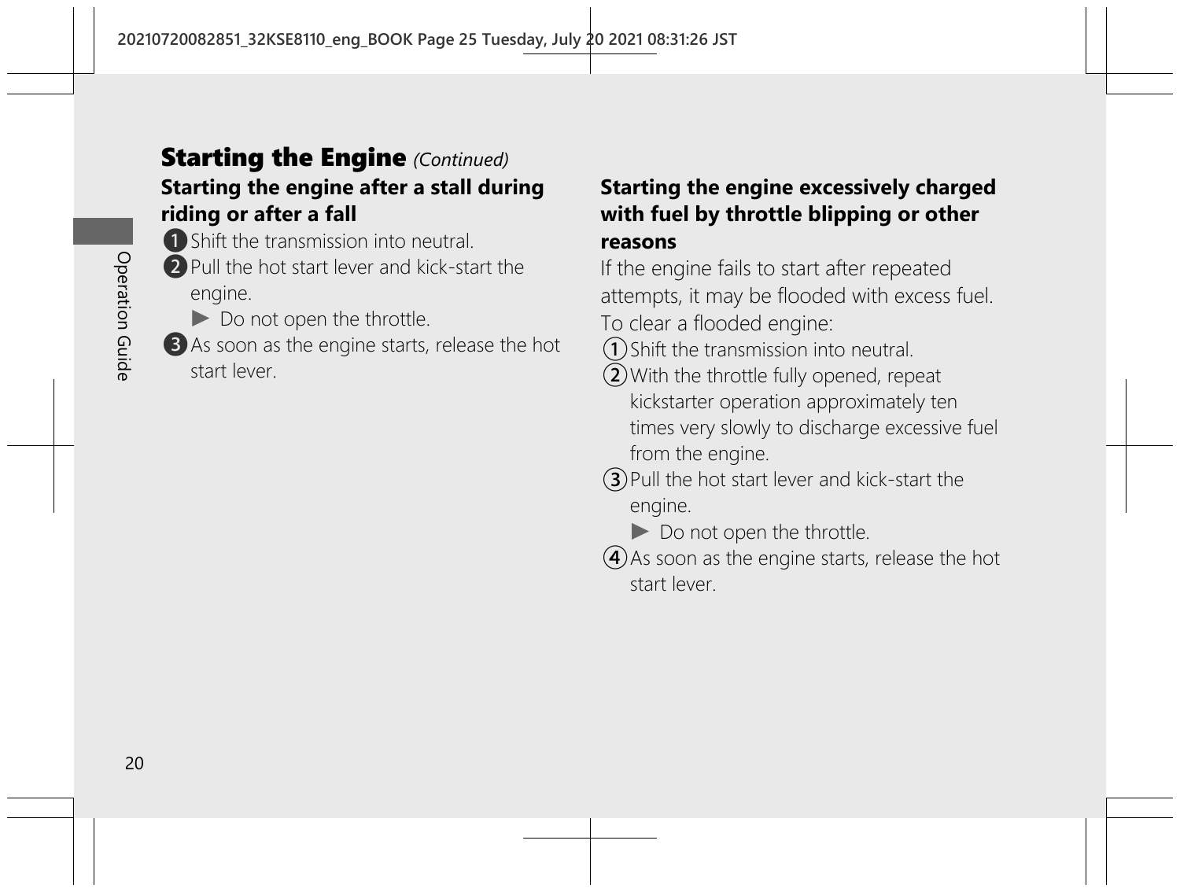## Starting the Engine *(Continued)*

### Starting the engine after a stall during riding or after a fall

1. Shift the transmission into neutral.
2. Pull the hot start lever and kick-start the engine.
   - ▶ Do not open the throttle.
3. As soon as the engine starts, release the hot start lever.

### Starting the engine excessively charged with fuel by throttle blipping or other reasons

If the engine fails to start after repeated attempts, it may be flooded with excess fuel.

To clear a flooded engine:

1. Shift the transmission into neutral.
2. With the throttle fully opened, repeat kickstarter operation approximately ten times very slowly to discharge excessive fuel from the engine.
3. Pull the hot start lever and kick-start the engine.
   - ▶ Do not open the throttle.
4. As soon as the engine starts, release the hot start lever.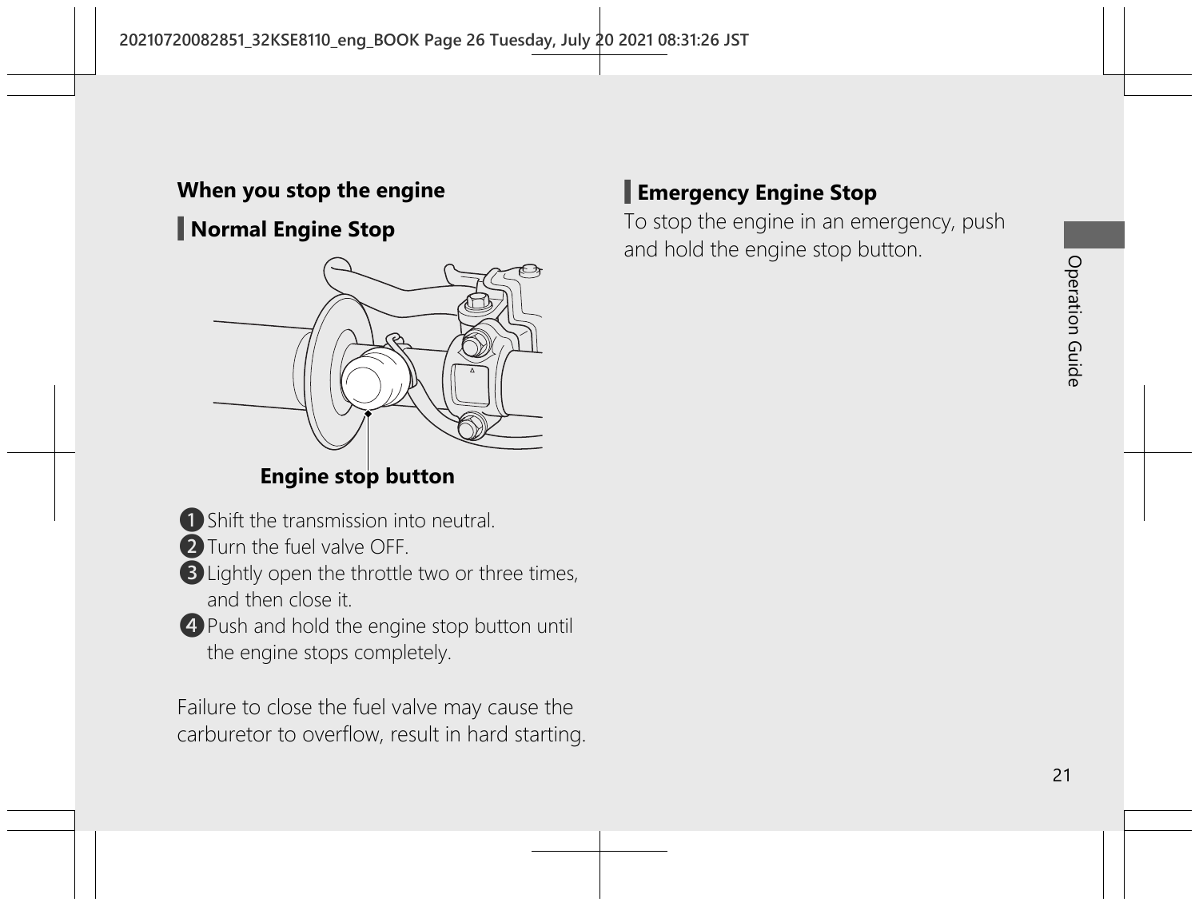## When you stop the engine

### Normal Engine Stop

Engine stop button

1. Shift the transmission into neutral.
2. Turn the fuel valve OFF.
3. Lightly open the throttle two or three times, and then close it.
4. Push and hold the engine stop button until the engine stops completely.

Failure to close the fuel valve may cause the carburetor to overflow, result in hard starting.

### Emergency Engine Stop

To stop the engine in an emergency, push and hold the engine stop button.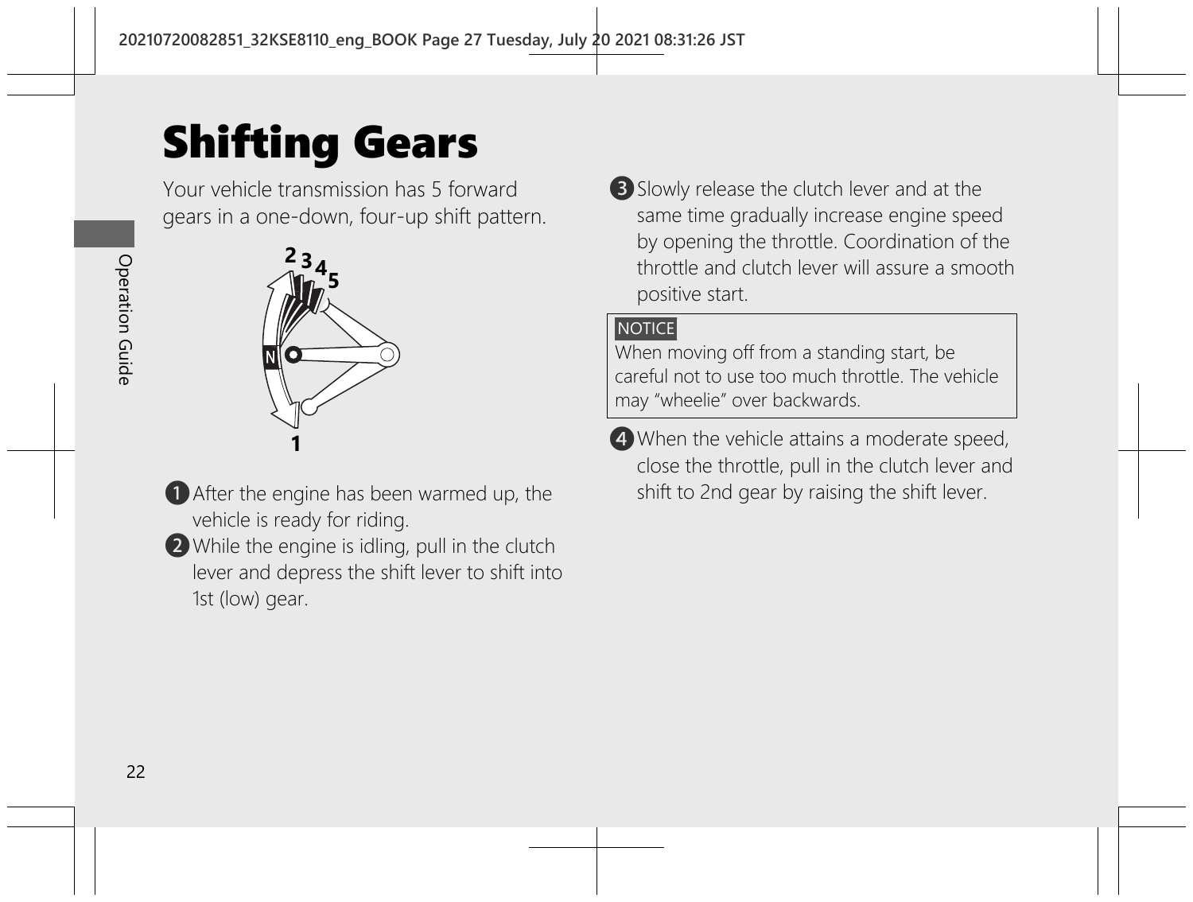# Shifting Gears

Your vehicle transmission has 5 forward gears in a one-down, four-up shift pattern.

1. After the engine has been warmed up, the vehicle is ready for riding.
2. While the engine is idling, pull in the clutch lever and depress the shift lever to shift into 1st (low) gear.
3. Slowly release the clutch lever and at the same time gradually increase engine speed by opening the throttle. Coordination of the throttle and clutch lever will assure a smooth positive start.

> **NOTICE**
> When moving off from a standing start, be careful not to use too much throttle. The vehicle may "wheelie" over backwards.

4. When the vehicle attains a moderate speed, close the throttle, pull in the clutch lever and shift to 2nd gear by raising the shift lever.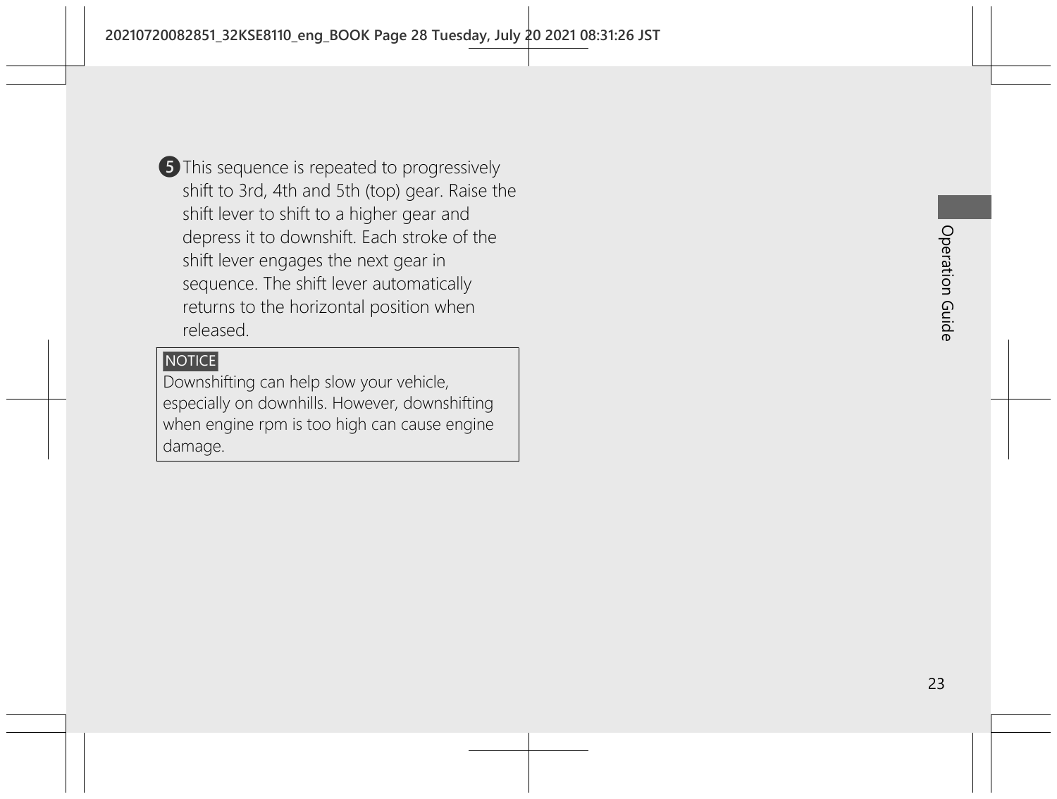5. This sequence is repeated to progressively shift to 3rd, 4th and 5th (top) gear. Raise the shift lever to shift to a higher gear and depress it to downshift. Each stroke of the shift lever engages the next gear in sequence. The shift lever automatically returns to the horizontal position when released.

> **NOTICE**
> Downshifting can help slow your vehicle, especially on downhills. However, downshifting when engine rpm is too high can cause engine damage.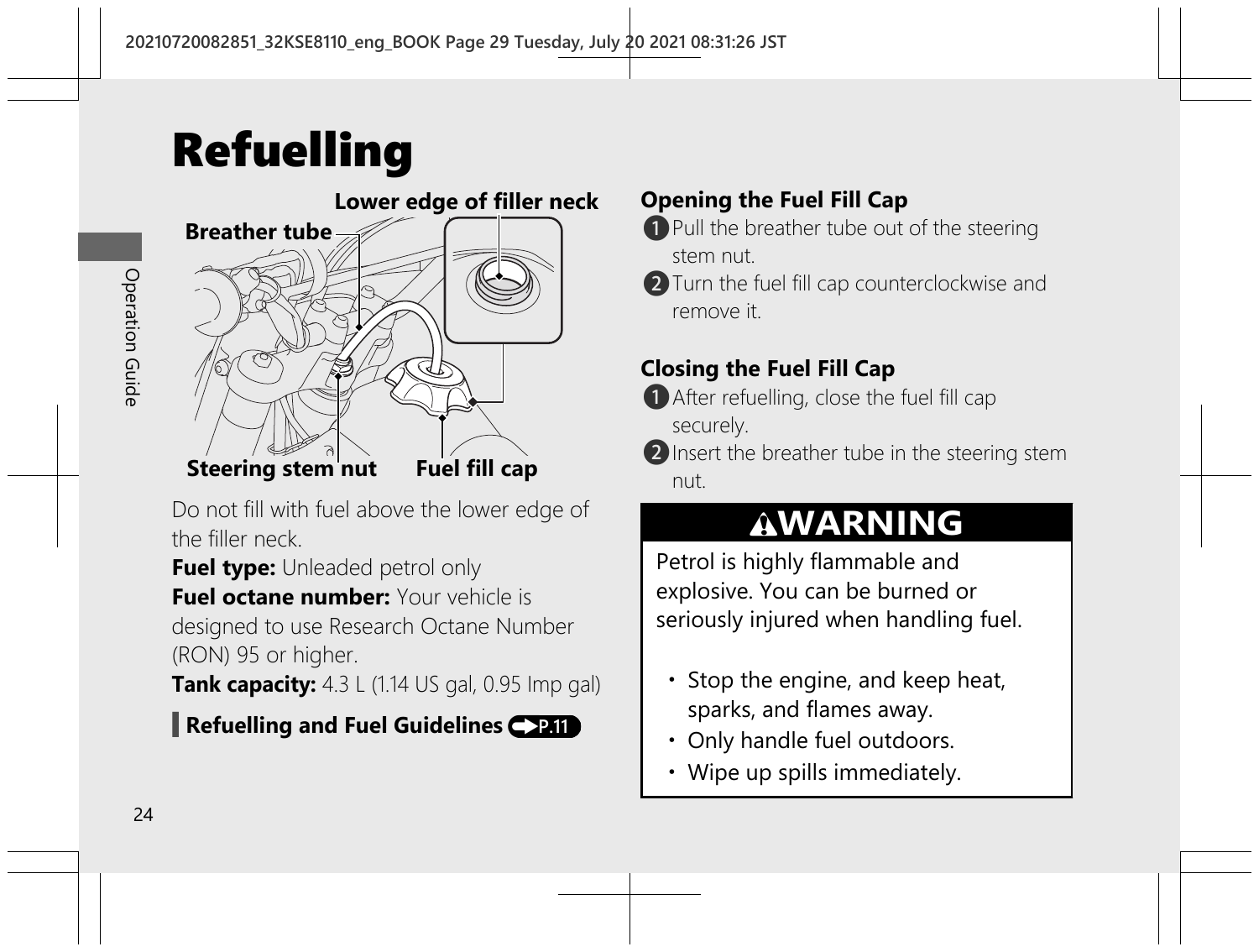# Refuelling

Lower edge of filler neck

Breather tube

Steering stem nut

Fuel fill cap

Do not fill with fuel above the lower edge of the filler neck.

**Fuel type:** Unleaded petrol only

**Fuel octane number:** Your vehicle is designed to use Research Octane Number (RON) 95 or higher.

**Tank capacity:** 4.3 L (1.14 US gal, 0.95 Imp gal)

**Refuelling and Fuel Guidelines** P.11

### Opening the Fuel Fill Cap

1. Pull the breather tube out of the steering stem nut.
2. Turn the fuel fill cap counterclockwise and remove it.

### Closing the Fuel Fill Cap

1. After refuelling, close the fuel fill cap securely.
2. Insert the breather tube in the steering stem nut.

**⚠WARNING**

Petrol is highly flammable and explosive. You can be burned or seriously injured when handling fuel.

- Stop the engine, and keep heat, sparks, and flames away.
- Only handle fuel outdoors.
- Wipe up spills immediately.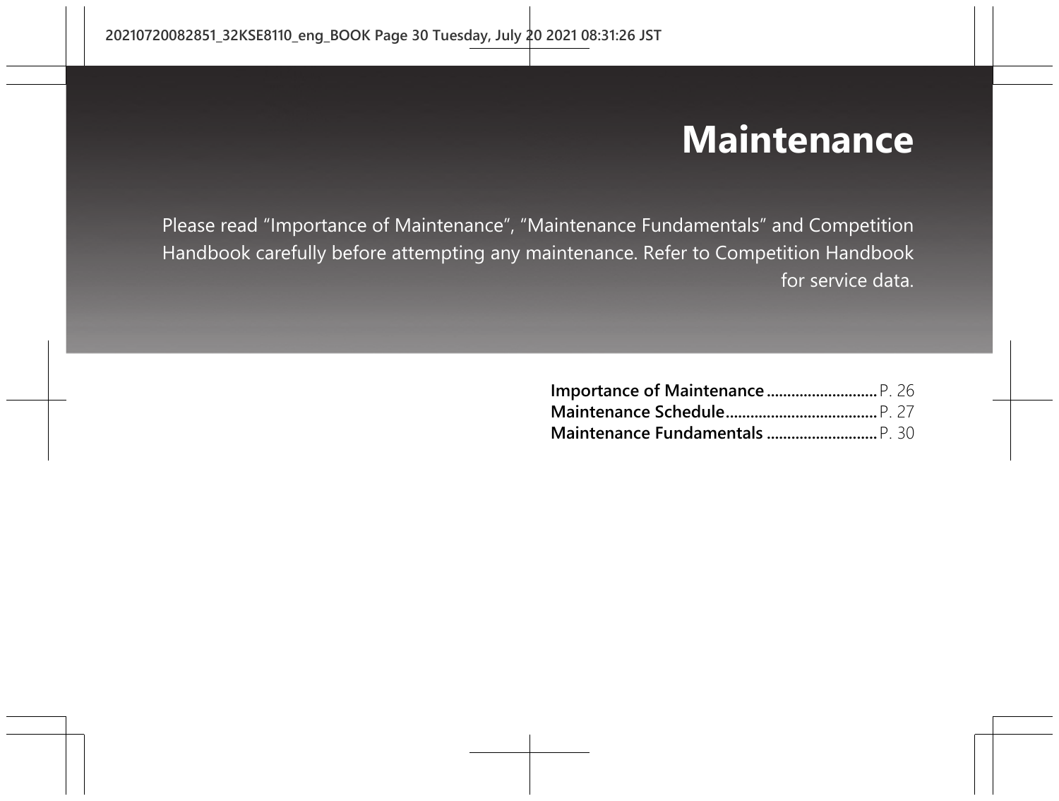# Maintenance

Please read “Importance of Maintenance”, “Maintenance Fundamentals” and Competition Handbook carefully before attempting any maintenance. Refer to Competition Handbook for service data.

**Importance of Maintenance** ........................... P. 26
**Maintenance Schedule** ..................................... P. 27
**Maintenance Fundamentals** ........................... P. 30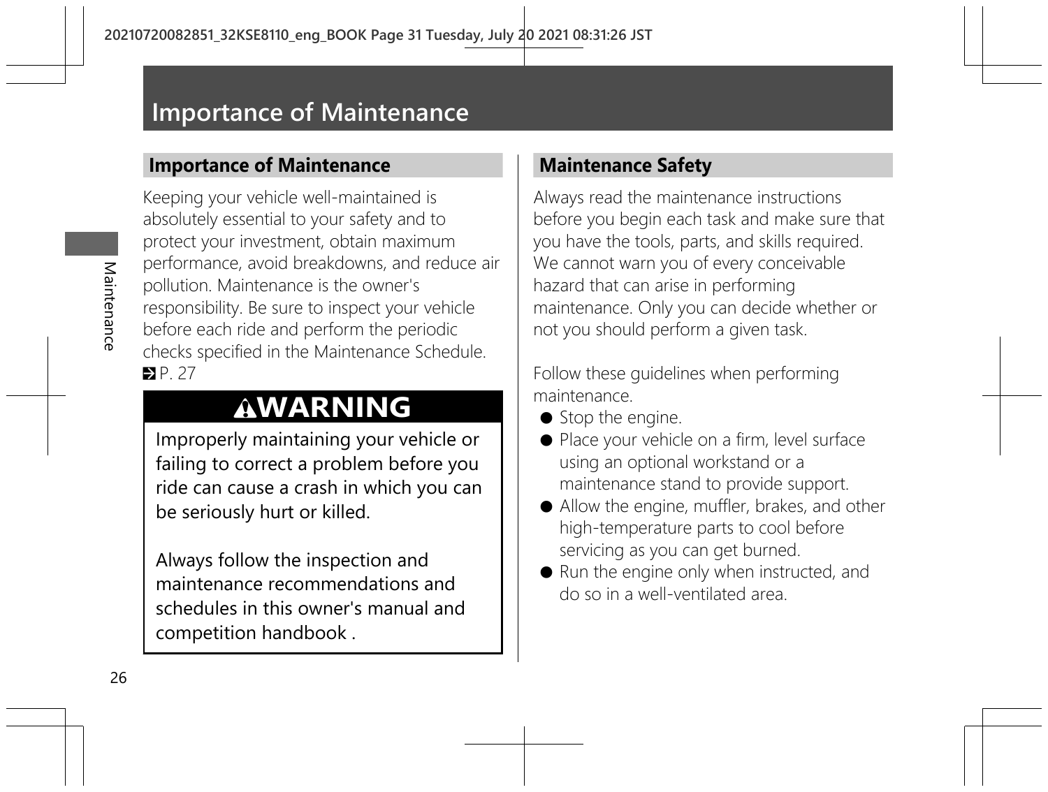# Importance of Maintenance

## Importance of Maintenance

Keeping your vehicle well-maintained is absolutely essential to your safety and to protect your investment, obtain maximum performance, avoid breakdowns, and reduce air pollution. Maintenance is the owner's responsibility. Be sure to inspect your vehicle before each ride and perform the periodic checks specified in the Maintenance Schedule. P. 27

> **⚠WARNING**
>
> Improperly maintaining your vehicle or failing to correct a problem before you ride can cause a crash in which you can be seriously hurt or killed.
>
> Always follow the inspection and maintenance recommendations and schedules in this owner's manual and competition handbook .

## Maintenance Safety

Always read the maintenance instructions before you begin each task and make sure that you have the tools, parts, and skills required. We cannot warn you of every conceivable hazard that can arise in performing maintenance. Only you can decide whether or not you should perform a given task.

Follow these guidelines when performing maintenance.

- Stop the engine.
- Place your vehicle on a firm, level surface using an optional workstand or a maintenance stand to provide support.
- Allow the engine, muffler, brakes, and other high-temperature parts to cool before servicing as you can get burned.
- Run the engine only when instructed, and do so in a well-ventilated area.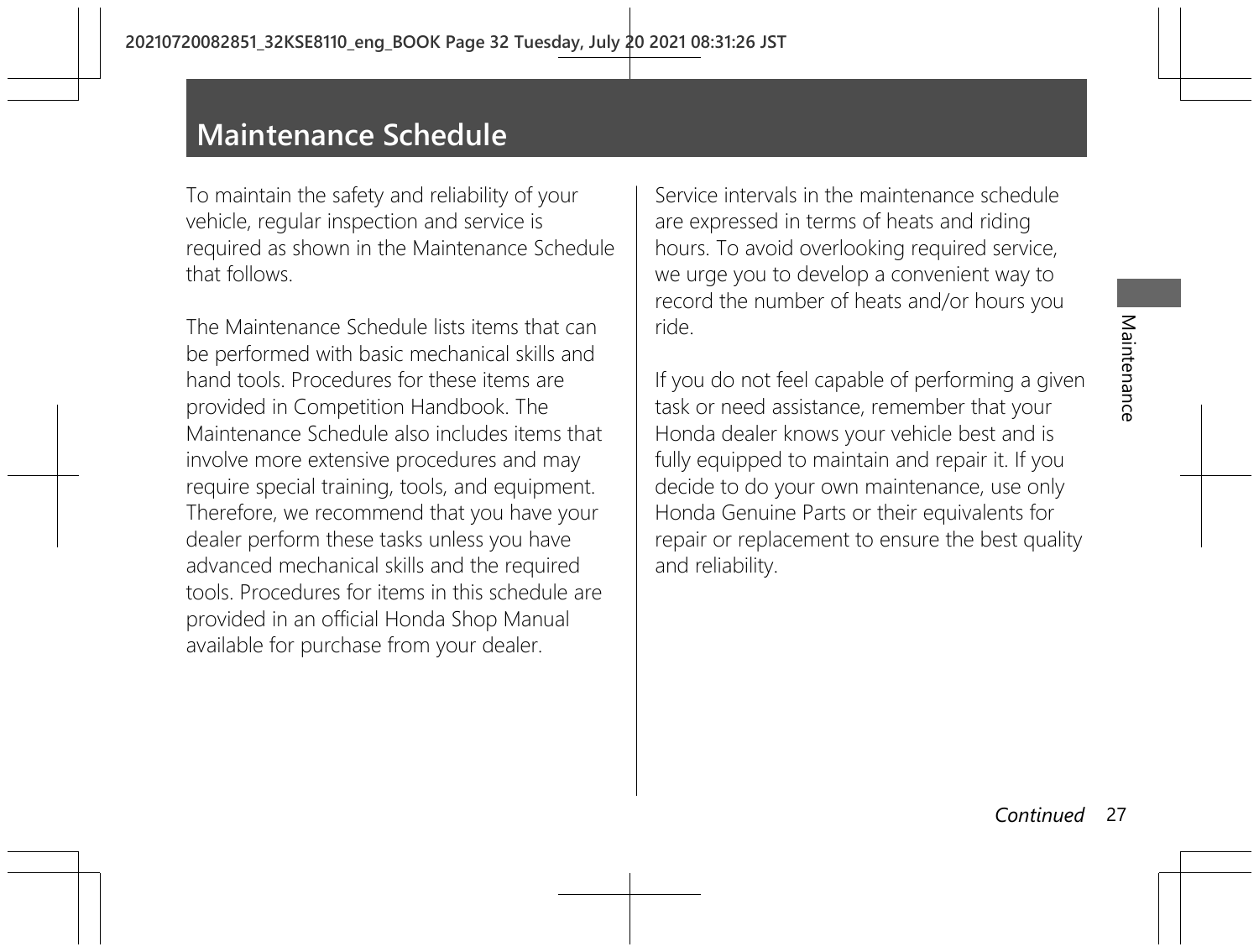# Maintenance Schedule

To maintain the safety and reliability of your vehicle, regular inspection and service is required as shown in the Maintenance Schedule that follows.

The Maintenance Schedule lists items that can be performed with basic mechanical skills and hand tools. Procedures for these items are provided in Competition Handbook. The Maintenance Schedule also includes items that involve more extensive procedures and may require special training, tools, and equipment. Therefore, we recommend that you have your dealer perform these tasks unless you have advanced mechanical skills and the required tools. Procedures for items in this schedule are provided in an official Honda Shop Manual available for purchase from your dealer.

Service intervals in the maintenance schedule are expressed in terms of heats and riding hours. To avoid overlooking required service, we urge you to develop a convenient way to record the number of heats and/or hours you ride.

If you do not feel capable of performing a given task or need assistance, remember that your Honda dealer knows your vehicle best and is fully equipped to maintain and repair it. If you decide to do your own maintenance, use only Honda Genuine Parts or their equivalents for repair or replacement to ensure the best quality and reliability.

*Continued*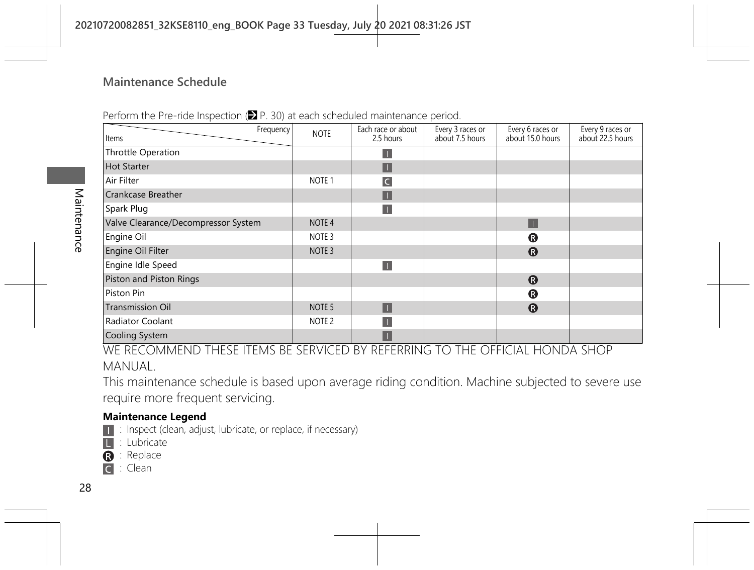## Maintenance Schedule

Perform the Pre-ride Inspection (➔ P. 30) at each scheduled maintenance period.

| Items \ Frequency | NOTE | Each race or about 2.5 hours | Every 3 races or about 7.5 hours | Every 6 races or about 15.0 hours | Every 9 races or about 22.5 hours |
|---|---|---|---|---|---|
| Throttle Operation | | I | | | |
| Hot Starter | | I | | | |
| Air Filter | NOTE 1 | C | | | |
| Crankcase Breather | | I | | | |
| Spark Plug | | I | | | |
| Valve Clearance/Decompressor System | NOTE 4 | | | I | |
| Engine Oil | NOTE 3 | | | R | |
| Engine Oil Filter | NOTE 3 | | | R | |
| Engine Idle Speed | | I | | | |
| Piston and Piston Rings | | | | R | |
| Piston Pin | | | | R | |
| Transmission Oil | NOTE 5 | I | | R | |
| Radiator Coolant | NOTE 2 | I | | | |
| Cooling System | | I | | | |

WE RECOMMEND THESE ITEMS BE SERVICED BY REFERRING TO THE OFFICIAL HONDA SHOP MANUAL.

This maintenance schedule is based upon average riding condition. Machine subjected to severe use require more frequent servicing.

**Maintenance Legend**

- I : Inspect (clean, adjust, lubricate, or replace, if necessary)
- L : Lubricate
- R : Replace
- C : Clean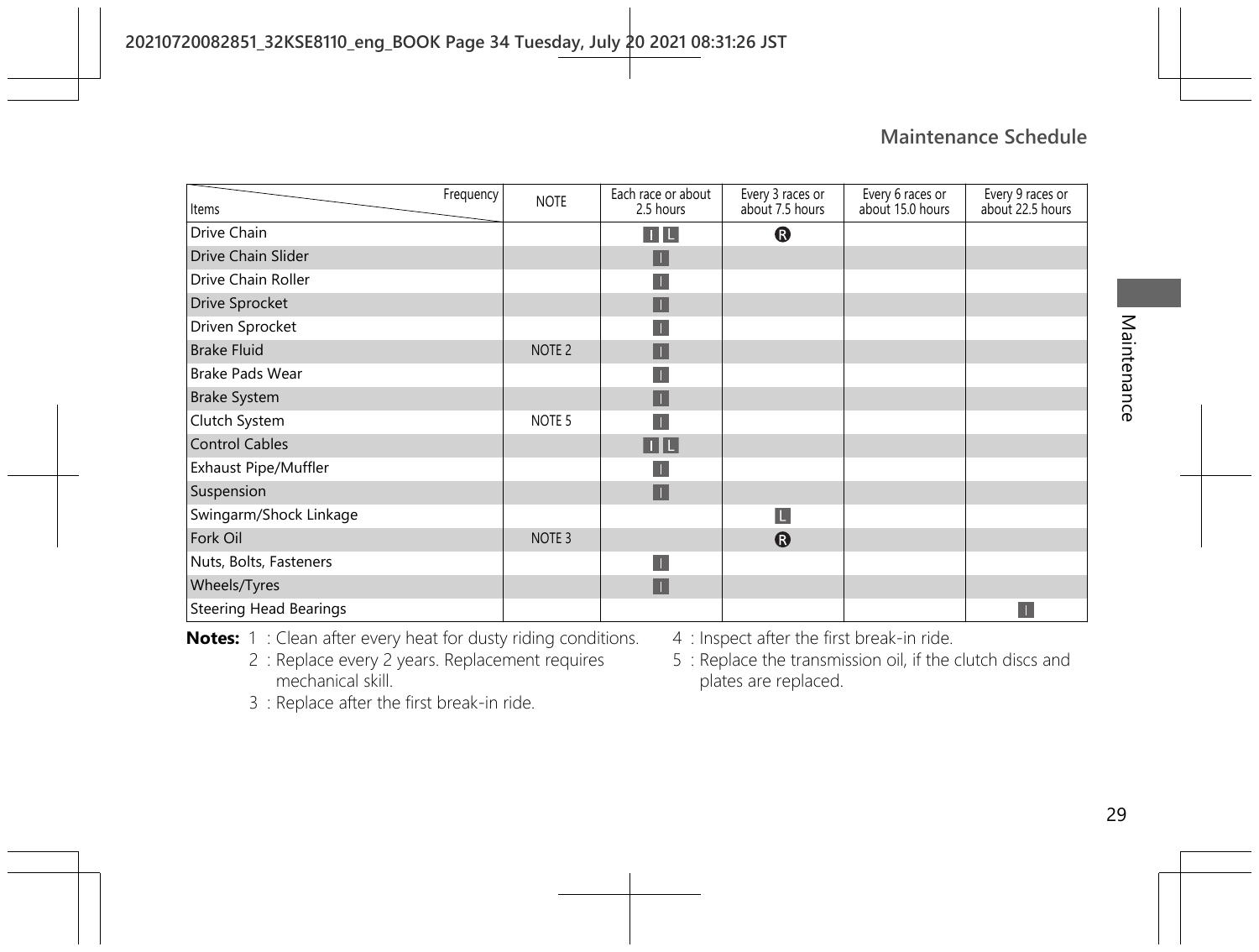## Maintenance Schedule

| Items \ Frequency | NOTE | Each race or about 2.5 hours | Every 3 races or about 7.5 hours | Every 6 races or about 15.0 hours | Every 9 races or about 22.5 hours |
|---|---|---|---|---|---|
| Drive Chain | | I L | R | | |
| Drive Chain Slider | | I | | | |
| Drive Chain Roller | | I | | | |
| Drive Sprocket | | I | | | |
| Driven Sprocket | | I | | | |
| Brake Fluid | NOTE 2 | I | | | |
| Brake Pads Wear | | I | | | |
| Brake System | | I | | | |
| Clutch System | NOTE 5 | I | | | |
| Control Cables | | I L | | | |
| Exhaust Pipe/Muffler | | I | | | |
| Suspension | | I | | | |
| Swingarm/Shock Linkage | | | L | | |
| Fork Oil | NOTE 3 | | R | | |
| Nuts, Bolts, Fasteners | | I | | | |
| Wheels/Tyres | | I | | | |
| Steering Head Bearings | | | | | I |

**Notes:**
1 : Clean after every heat for dusty riding conditions.
2 : Replace every 2 years. Replacement requires mechanical skill.
3 : Replace after the first break-in ride.
4 : Inspect after the first break-in ride.
5 : Replace the transmission oil, if the clutch discs and plates are replaced.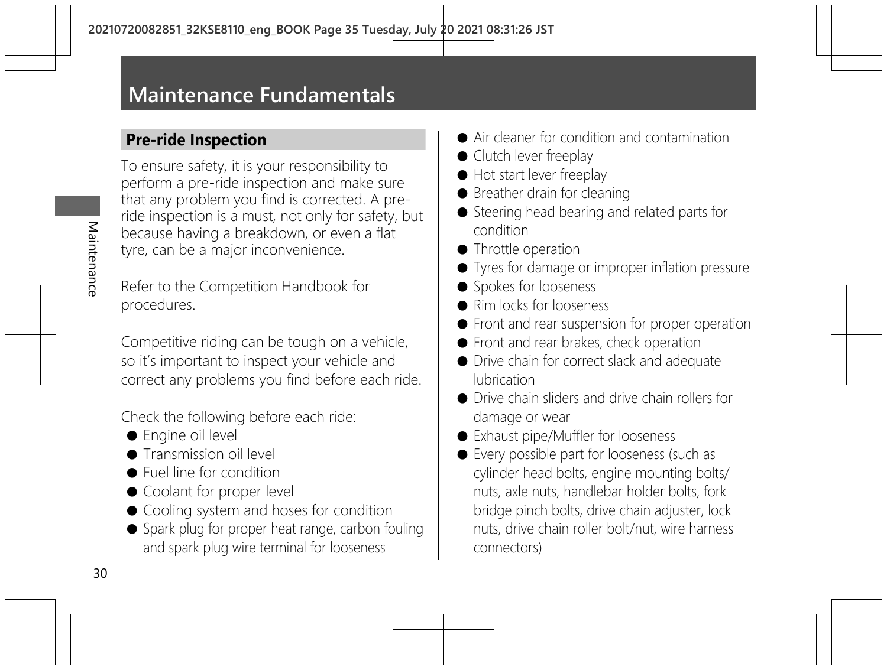# Maintenance Fundamentals

## Pre-ride Inspection

To ensure safety, it is your responsibility to perform a pre-ride inspection and make sure that any problem you find is corrected. A pre-ride inspection is a must, not only for safety, but because having a breakdown, or even a flat tyre, can be a major inconvenience.

Refer to the Competition Handbook for procedures.

Competitive riding can be tough on a vehicle, so it's important to inspect your vehicle and correct any problems you find before each ride.

Check the following before each ride:

- Engine oil level
- Transmission oil level
- Fuel line for condition
- Coolant for proper level
- Cooling system and hoses for condition
- Spark plug for proper heat range, carbon fouling and spark plug wire terminal for looseness
- Air cleaner for condition and contamination
- Clutch lever freeplay
- Hot start lever freeplay
- Breather drain for cleaning
- Steering head bearing and related parts for condition
- Throttle operation
- Tyres for damage or improper inflation pressure
- Spokes for looseness
- Rim locks for looseness
- Front and rear suspension for proper operation
- Front and rear brakes, check operation
- Drive chain for correct slack and adequate lubrication
- Drive chain sliders and drive chain rollers for damage or wear
- Exhaust pipe/Muffler for looseness
- Every possible part for looseness (such as cylinder head bolts, engine mounting bolts/nuts, axle nuts, handlebar holder bolts, fork bridge pinch bolts, drive chain adjuster, lock nuts, drive chain roller bolt/nut, wire harness connectors)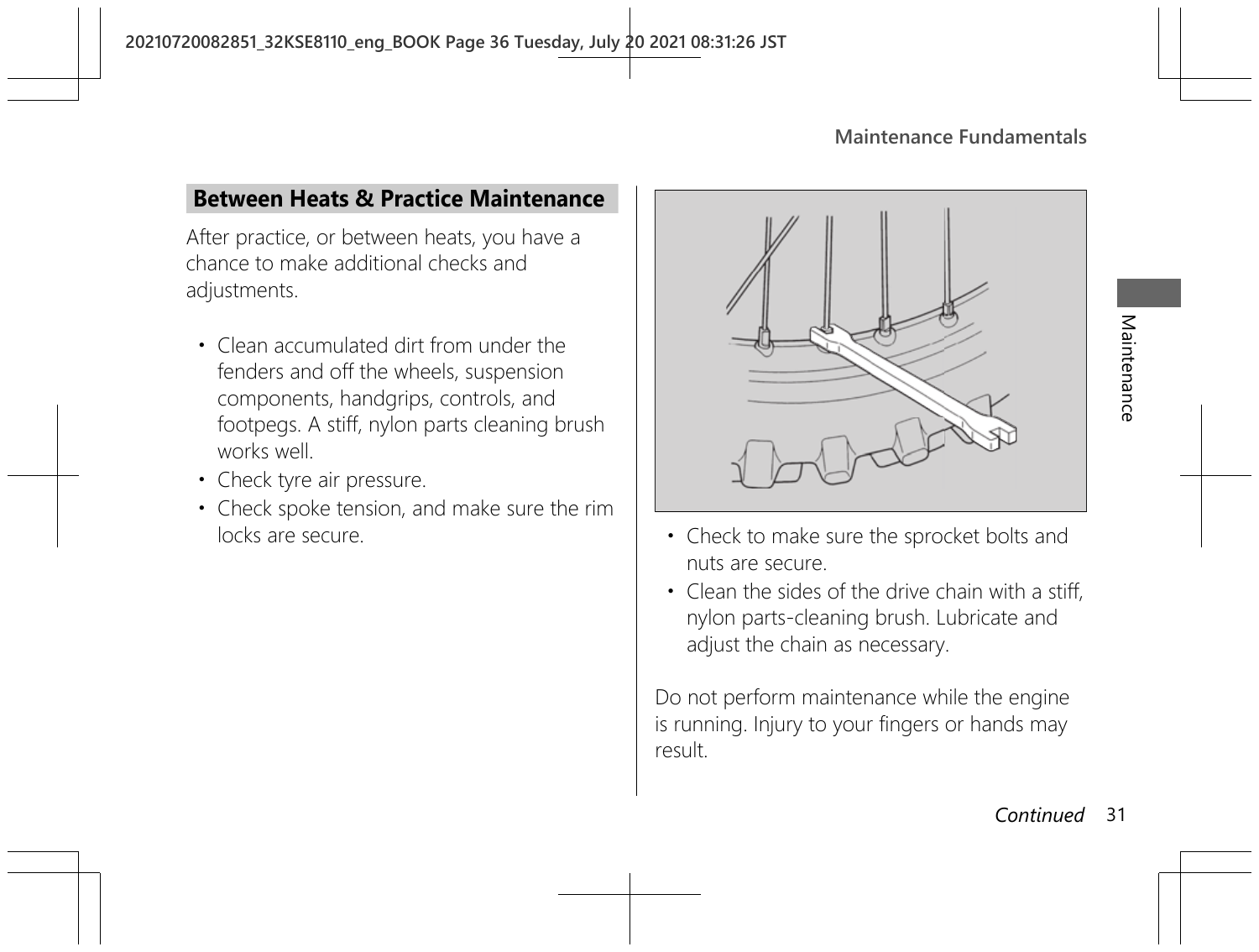## Between Heats & Practice Maintenance

After practice, or between heats, you have a chance to make additional checks and adjustments.

- Clean accumulated dirt from under the fenders and off the wheels, suspension components, handgrips, controls, and footpegs. A stiff, nylon parts cleaning brush works well.
- Check tyre air pressure.
- Check spoke tension, and make sure the rim locks are secure.
- Check to make sure the sprocket bolts and nuts are secure.
- Clean the sides of the drive chain with a stiff, nylon parts-cleaning brush. Lubricate and adjust the chain as necessary.

Do not perform maintenance while the engine is running. Injury to your fingers or hands may result.

*Continued*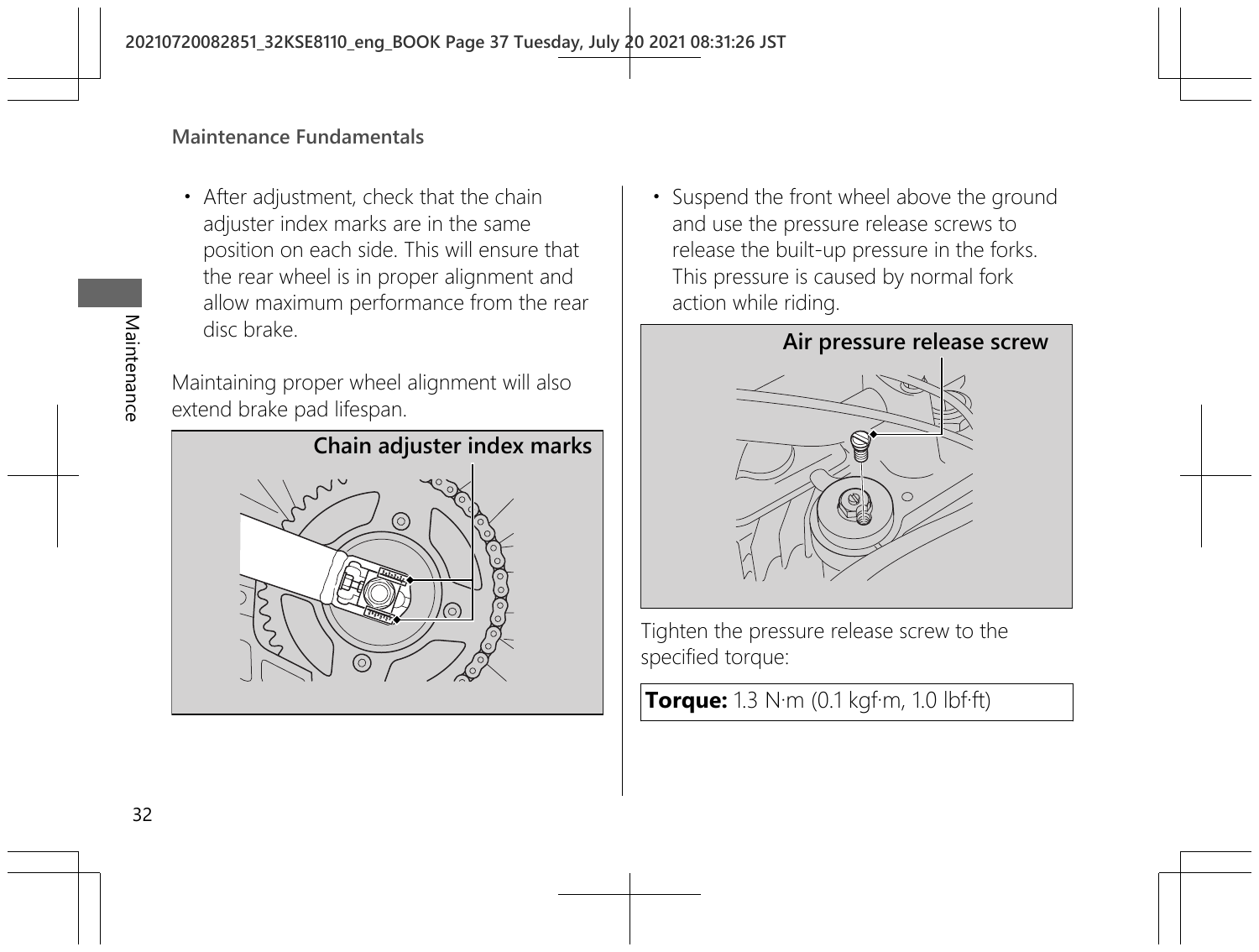- After adjustment, check that the chain adjuster index marks are in the same position on each side. This will ensure that the rear wheel is in proper alignment and allow maximum performance from the rear disc brake.

Maintaining proper wheel alignment will also extend brake pad lifespan.

**Chain adjuster index marks**

- Suspend the front wheel above the ground and use the pressure release screws to release the built-up pressure in the forks. This pressure is caused by normal fork action while riding.

**Air pressure release screw**

Tighten the pressure release screw to the specified torque:

**Torque:** 1.3 N·m (0.1 kgf·m, 1.0 lbf·ft)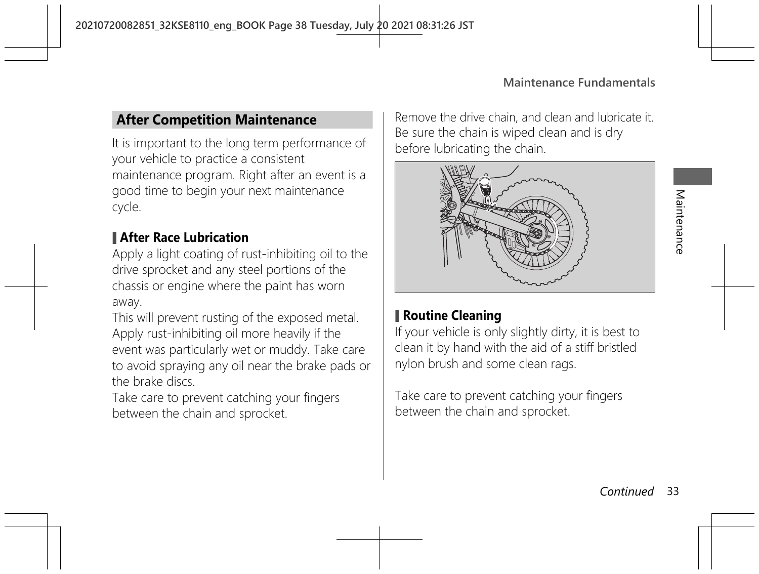## After Competition Maintenance

It is important to the long term performance of your vehicle to practice a consistent maintenance program. Right after an event is a good time to begin your next maintenance cycle.

### After Race Lubrication

Apply a light coating of rust-inhibiting oil to the drive sprocket and any steel portions of the chassis or engine where the paint has worn away.

This will prevent rusting of the exposed metal. Apply rust-inhibiting oil more heavily if the event was particularly wet or muddy. Take care to avoid spraying any oil near the brake pads or the brake discs.

Take care to prevent catching your fingers between the chain and sprocket.

Remove the drive chain, and clean and lubricate it. Be sure the chain is wiped clean and is dry before lubricating the chain.

### Routine Cleaning

If your vehicle is only slightly dirty, it is best to clean it by hand with the aid of a stiff bristled nylon brush and some clean rags.

Take care to prevent catching your fingers between the chain and sprocket.

*Continued*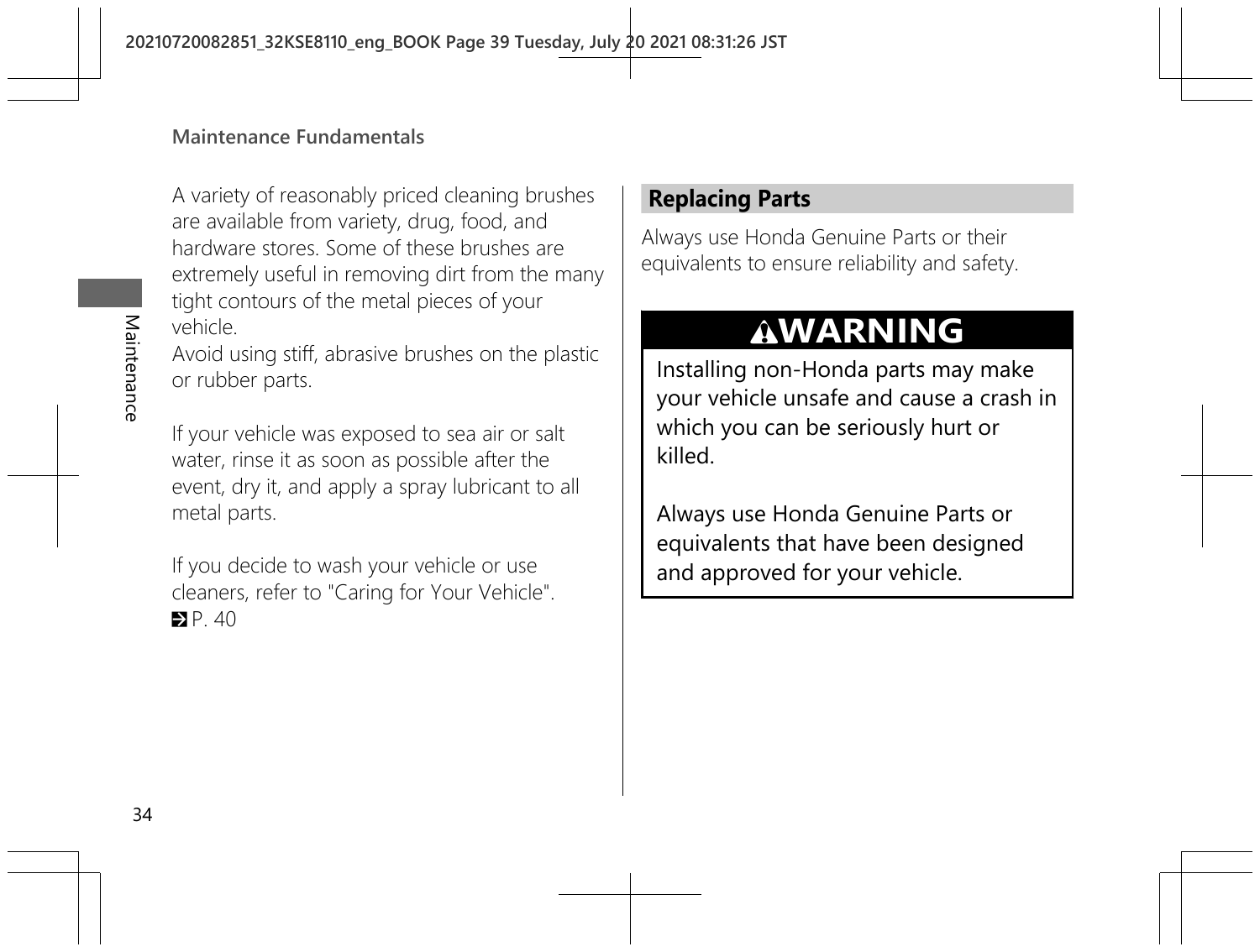A variety of reasonably priced cleaning brushes are available from variety, drug, food, and hardware stores. Some of these brushes are extremely useful in removing dirt from the many tight contours of the metal pieces of your vehicle.
Avoid using stiff, abrasive brushes on the plastic or rubber parts.

If your vehicle was exposed to sea air or salt water, rinse it as soon as possible after the event, dry it, and apply a spray lubricant to all metal parts.

If you decide to wash your vehicle or use cleaners, refer to "Caring for Your Vehicle".
➔ P. 40

## Replacing Parts

Always use Honda Genuine Parts or their equivalents to ensure reliability and safety.

### ⚠WARNING

Installing non-Honda parts may make your vehicle unsafe and cause a crash in which you can be seriously hurt or killed.

Always use Honda Genuine Parts or equivalents that have been designed and approved for your vehicle.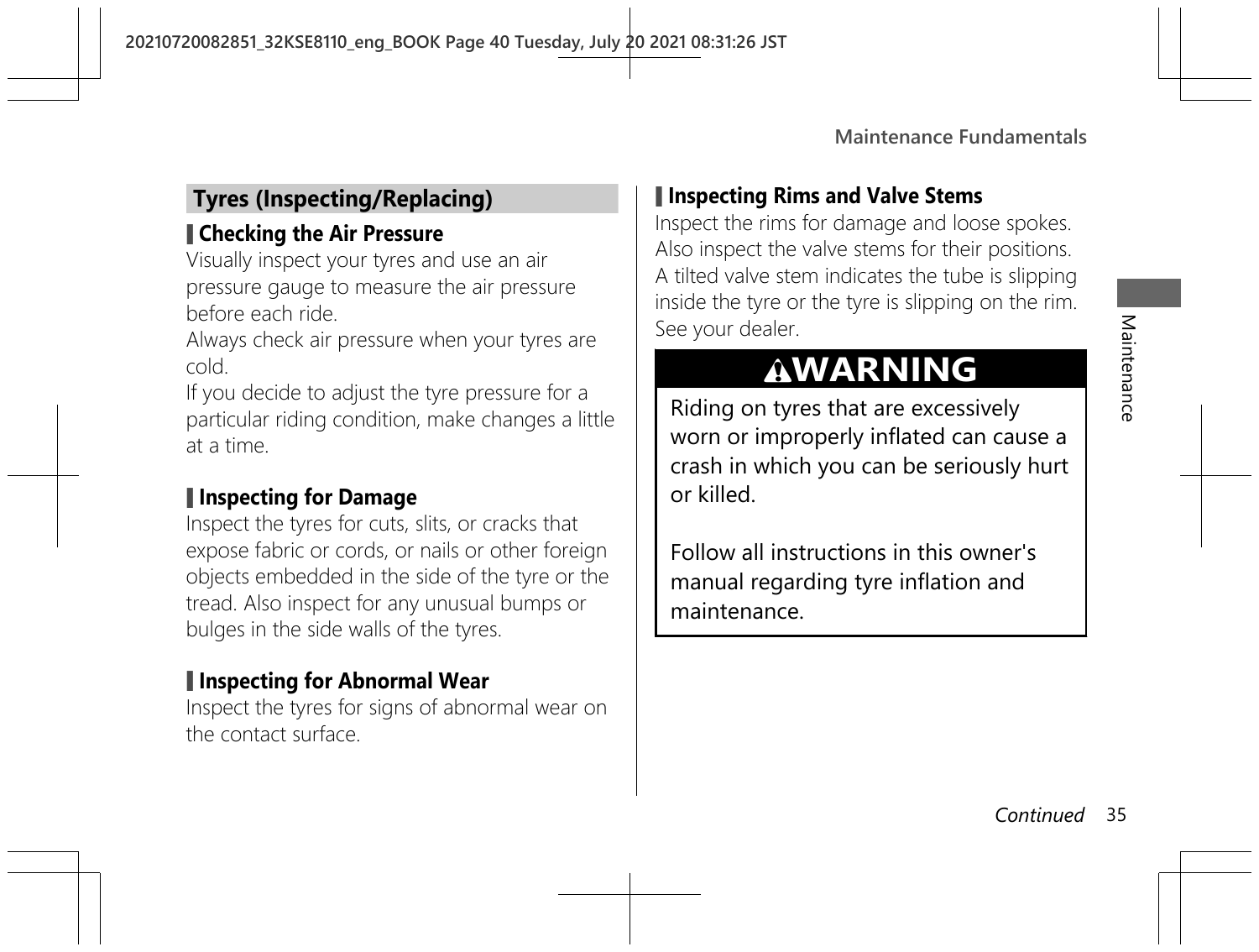## Tyres (Inspecting/Replacing)

### Checking the Air Pressure

Visually inspect your tyres and use an air pressure gauge to measure the air pressure before each ride.

Always check air pressure when your tyres are cold.

If you decide to adjust the tyre pressure for a particular riding condition, make changes a little at a time.

### Inspecting for Damage

Inspect the tyres for cuts, slits, or cracks that expose fabric or cords, or nails or other foreign objects embedded in the side of the tyre or the tread. Also inspect for any unusual bumps or bulges in the side walls of the tyres.

### Inspecting for Abnormal Wear

Inspect the tyres for signs of abnormal wear on the contact surface.

### Inspecting Rims and Valve Stems

Inspect the rims for damage and loose spokes. Also inspect the valve stems for their positions. A tilted valve stem indicates the tube is slipping inside the tyre or the tyre is slipping on the rim. See your dealer.

**⚠WARNING**

Riding on tyres that are excessively worn or improperly inflated can cause a crash in which you can be seriously hurt or killed.

Follow all instructions in this owner's manual regarding tyre inflation and maintenance.

*Continued*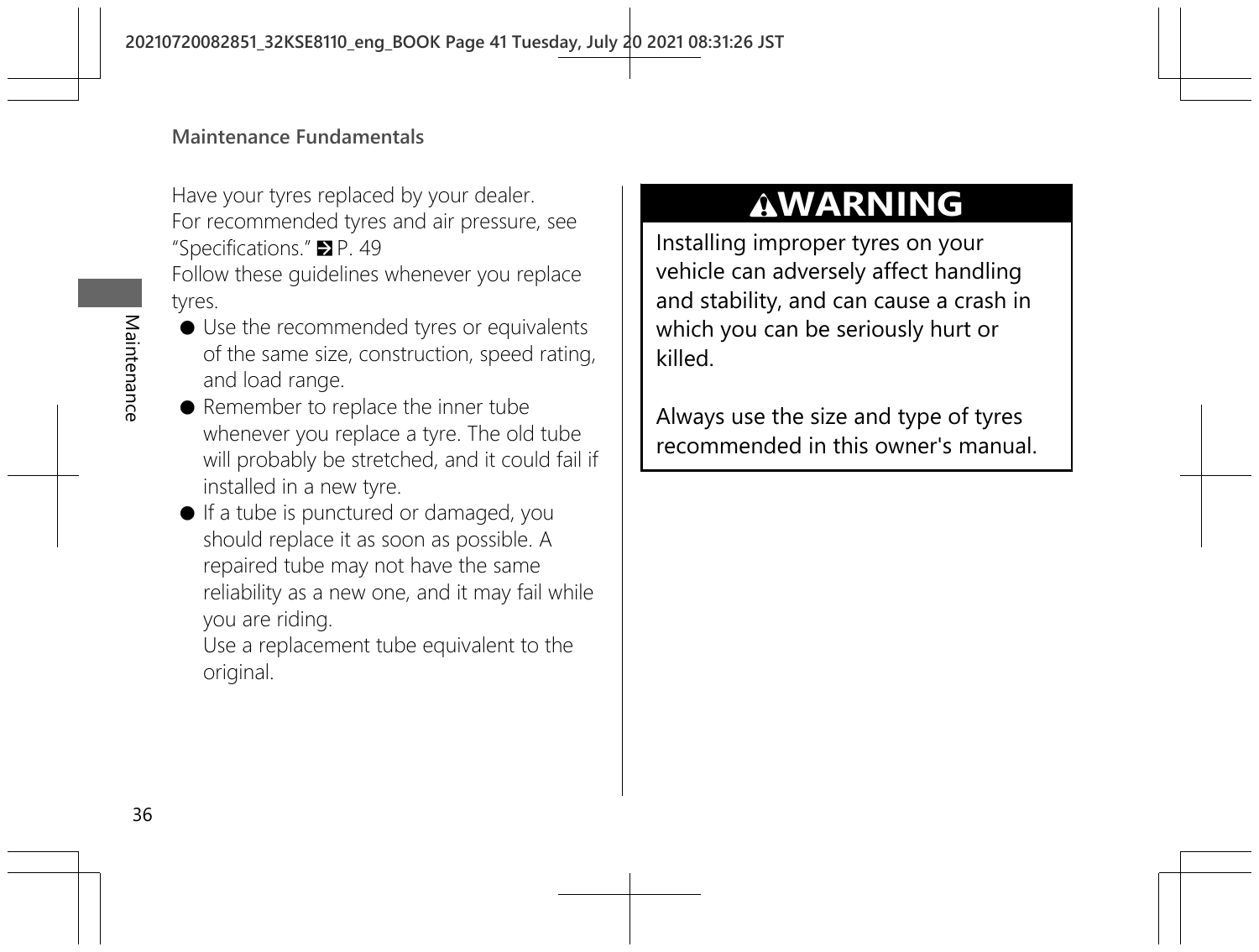Have your tyres replaced by your dealer.
For recommended tyres and air pressure, see "Specifications." ➡ P. 49

Follow these guidelines whenever you replace tyres.

- Use the recommended tyres or equivalents of the same size, construction, speed rating, and load range.
- Remember to replace the inner tube whenever you replace a tyre. The old tube will probably be stretched, and it could fail if installed in a new tyre.
- If a tube is punctured or damaged, you should replace it as soon as possible. A repaired tube may not have the same reliability as a new one, and it may fail while you are riding.
  Use a replacement tube equivalent to the original.

> **⚠WARNING**
>
> Installing improper tyres on your vehicle can adversely affect handling and stability, and can cause a crash in which you can be seriously hurt or killed.
>
> Always use the size and type of tyres recommended in this owner's manual.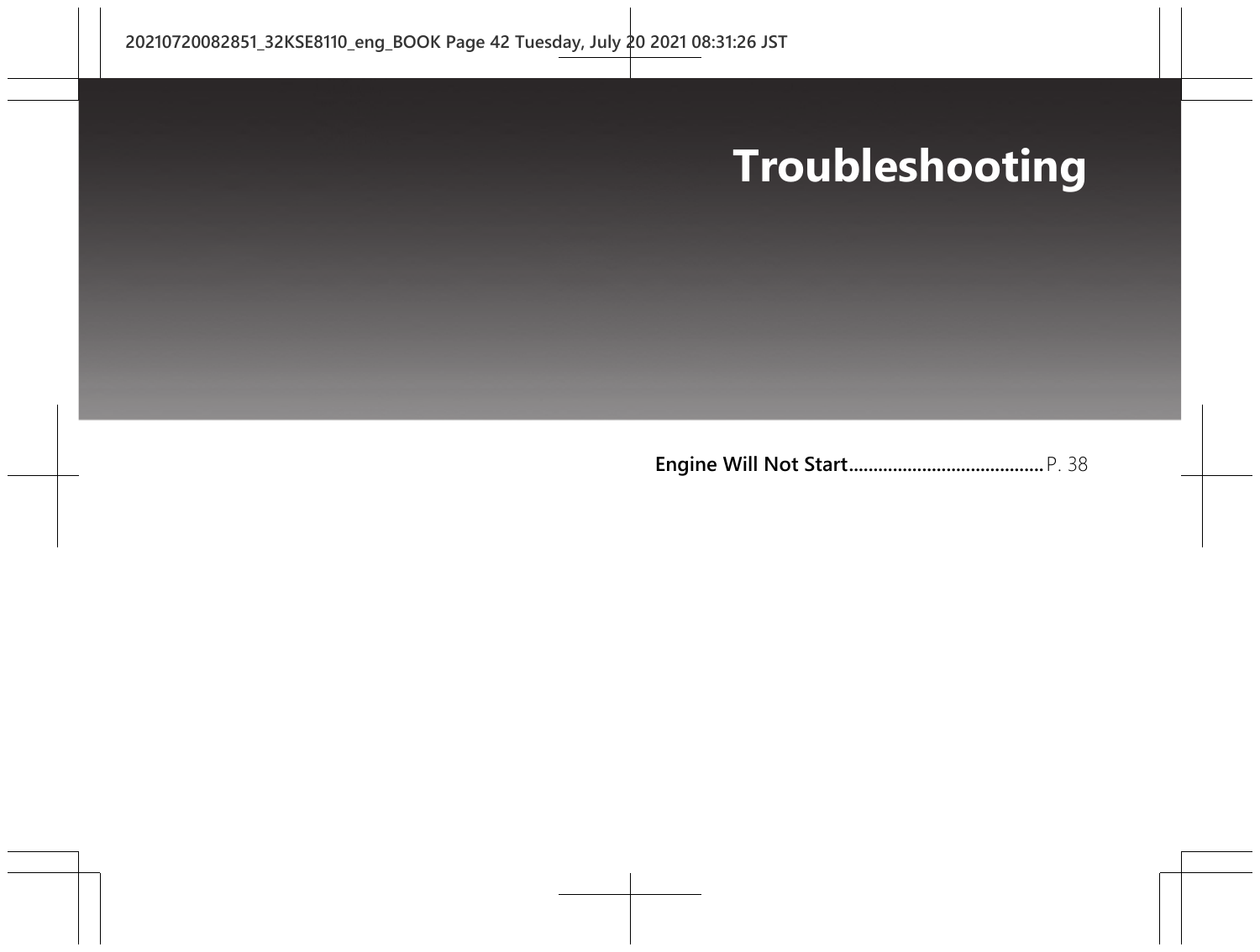# Troubleshooting

**Engine Will Not Start**........................................P. 38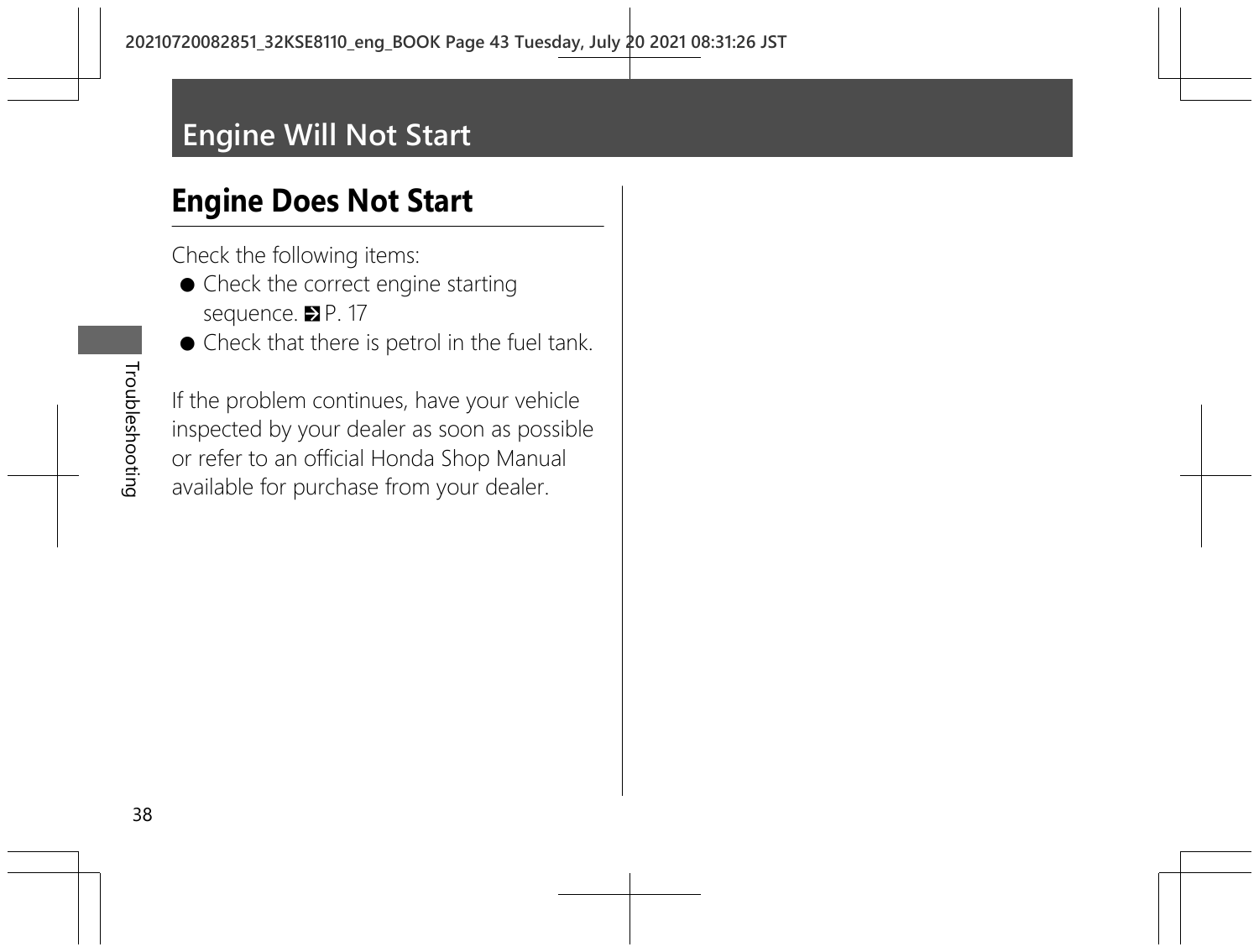# Engine Will Not Start

## Engine Does Not Start

Check the following items:

- Check the correct engine starting sequence. ➔ P. 17
- Check that there is petrol in the fuel tank.

If the problem continues, have your vehicle inspected by your dealer as soon as possible or refer to an official Honda Shop Manual available for purchase from your dealer.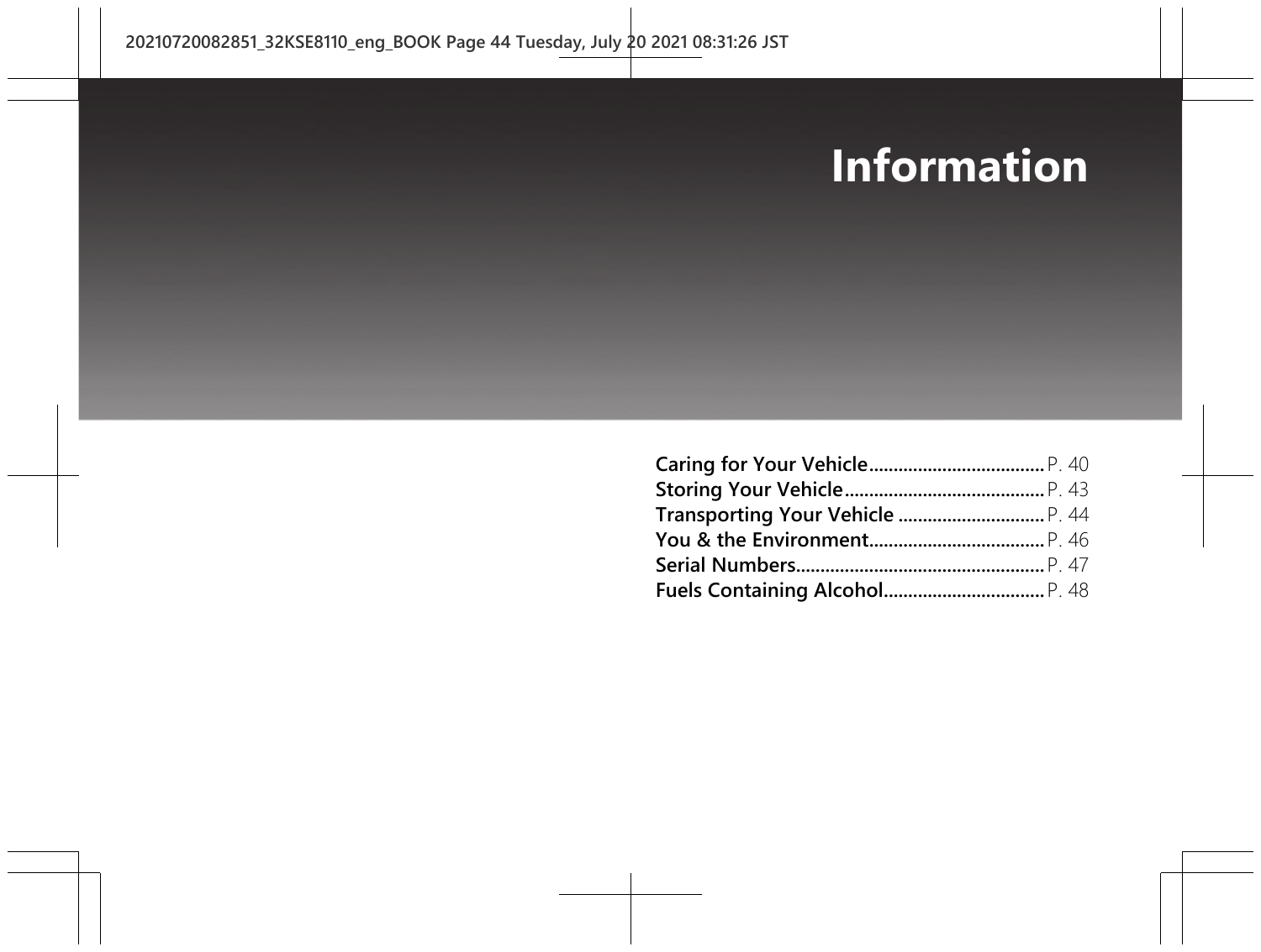# Information

Caring for Your Vehicle.................................... P. 40
Storing Your Vehicle......................................... P. 43
Transporting Your Vehicle .............................. P. 44
You & the Environment.................................... P. 46
Serial Numbers................................................... P. 47
Fuels Containing Alcohol................................. P. 48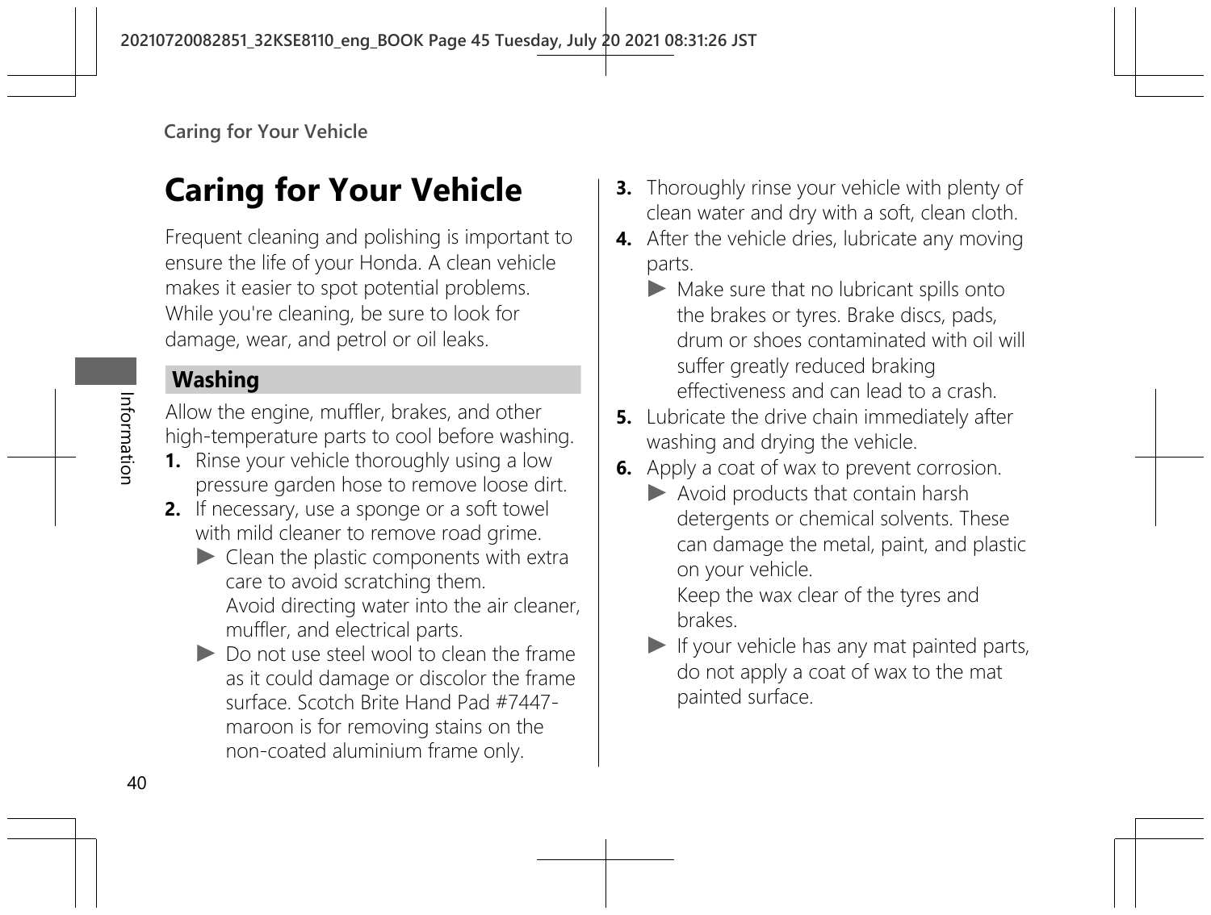# Caring for Your Vehicle

Frequent cleaning and polishing is important to ensure the life of your Honda. A clean vehicle makes it easier to spot potential problems. While you're cleaning, be sure to look for damage, wear, and petrol or oil leaks.

## Washing

Allow the engine, muffler, brakes, and other high-temperature parts to cool before washing.

1. Rinse your vehicle thoroughly using a low pressure garden hose to remove loose dirt.
2. If necessary, use a sponge or a soft towel with mild cleaner to remove road grime.
   - ▶ Clean the plastic components with extra care to avoid scratching them. Avoid directing water into the air cleaner, muffler, and electrical parts.
   - ▶ Do not use steel wool to clean the frame as it could damage or discolor the frame surface. Scotch Brite Hand Pad #7447-maroon is for removing stains on the non-coated aluminium frame only.
3. Thoroughly rinse your vehicle with plenty of clean water and dry with a soft, clean cloth.
4. After the vehicle dries, lubricate any moving parts.
   - ▶ Make sure that no lubricant spills onto the brakes or tyres. Brake discs, pads, drum or shoes contaminated with oil will suffer greatly reduced braking effectiveness and can lead to a crash.
5. Lubricate the drive chain immediately after washing and drying the vehicle.
6. Apply a coat of wax to prevent corrosion.
   - ▶ Avoid products that contain harsh detergents or chemical solvents. These can damage the metal, paint, and plastic on your vehicle. Keep the wax clear of the tyres and brakes.
   - ▶ If your vehicle has any mat painted parts, do not apply a coat of wax to the mat painted surface.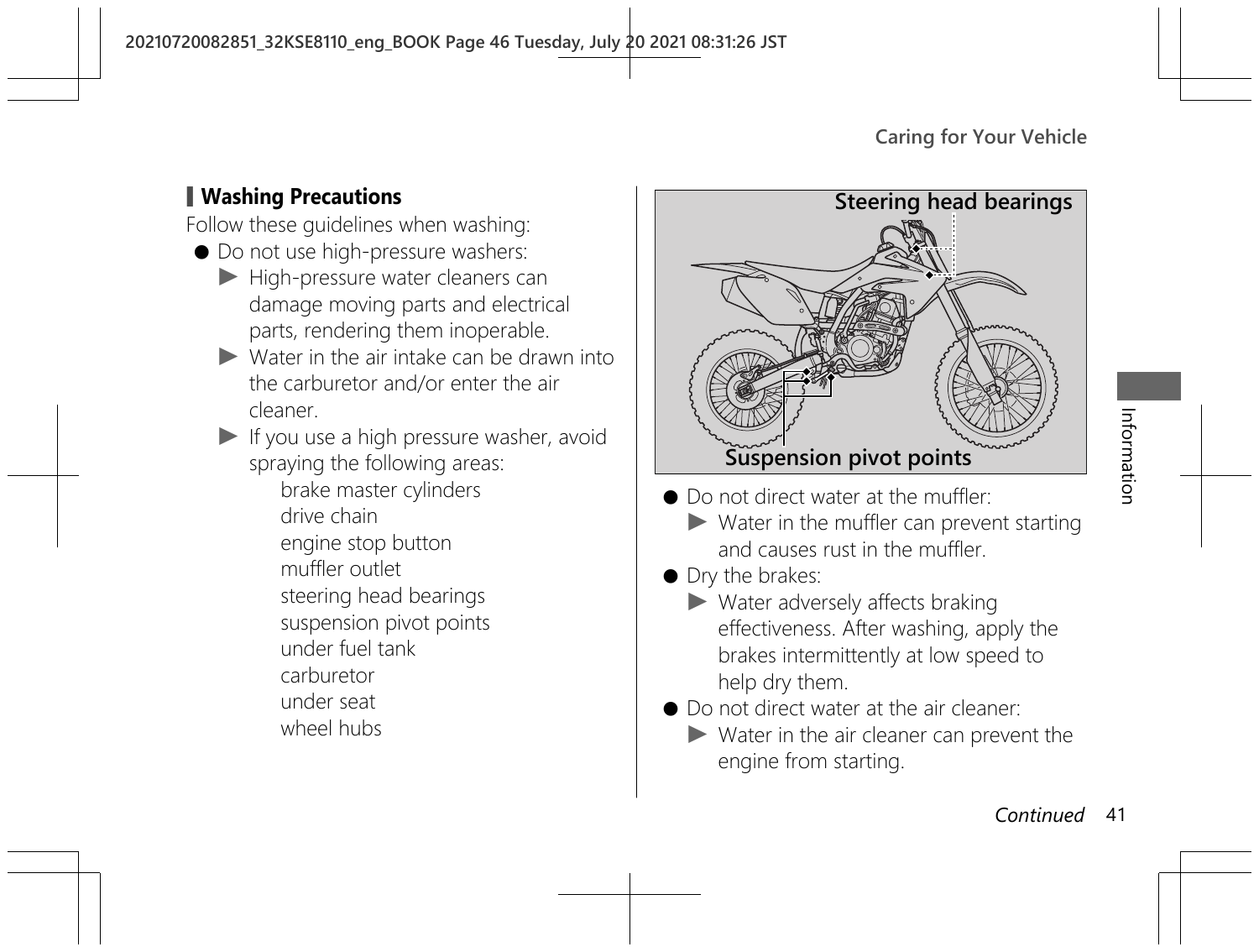## Washing Precautions

Follow these guidelines when washing:

- Do not use high-pressure washers:
  - ▶ High-pressure water cleaners can damage moving parts and electrical parts, rendering them inoperable.
  - ▶ Water in the air intake can be drawn into the carburetor and/or enter the air cleaner.
  - ▶ If you use a high pressure washer, avoid spraying the following areas:
    - brake master cylinders
    - drive chain
    - engine stop button
    - muffler outlet
    - steering head bearings
    - suspension pivot points
    - under fuel tank
    - carburetor
    - under seat
    - wheel hubs

Steering head bearings

Suspension pivot points

- Do not direct water at the muffler:
  - ▶ Water in the muffler can prevent starting and causes rust in the muffler.
- Dry the brakes:
  - ▶ Water adversely affects braking effectiveness. After washing, apply the brakes intermittently at low speed to help dry them.
- Do not direct water at the air cleaner:
  - ▶ Water in the air cleaner can prevent the engine from starting.

*Continued*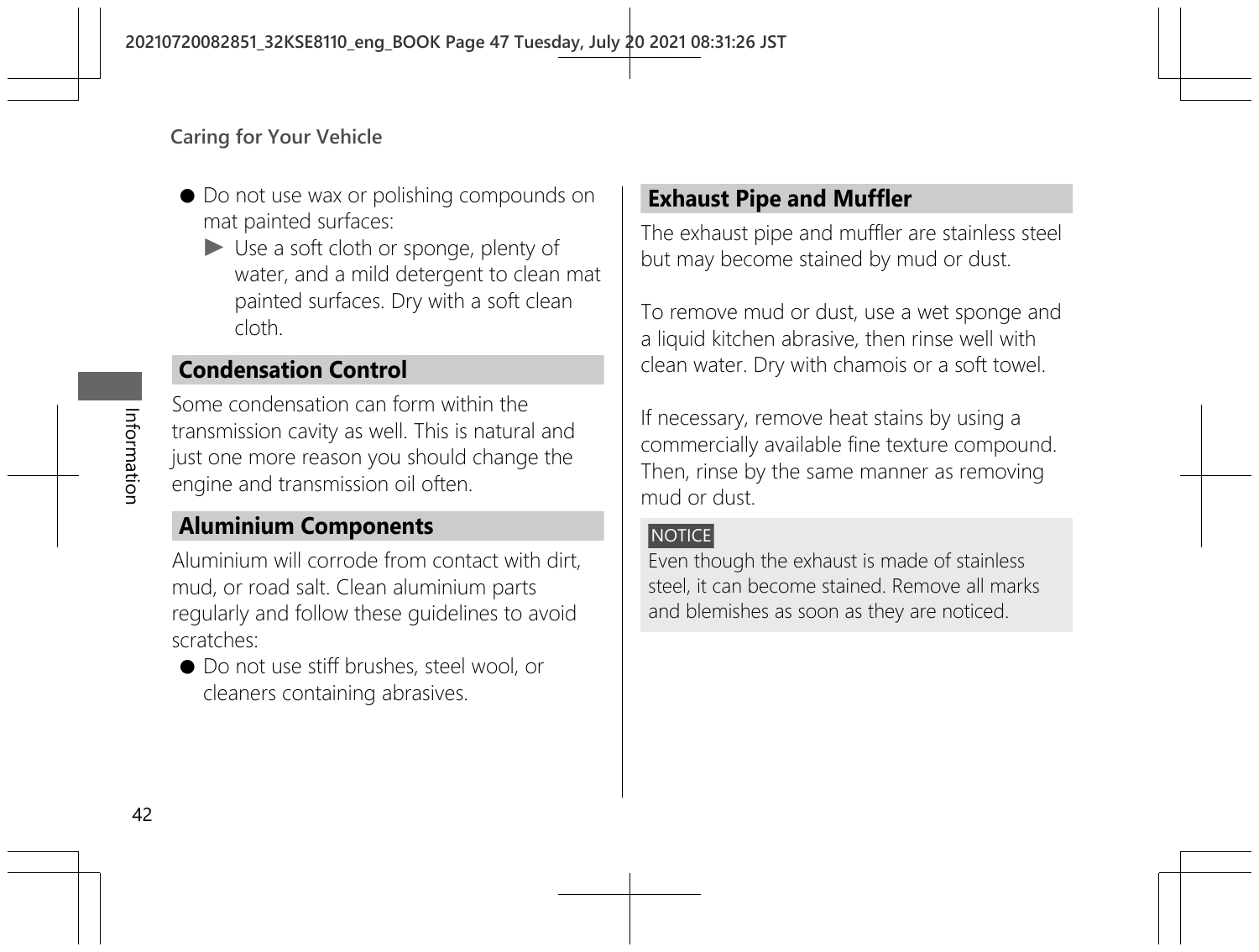- Do not use wax or polishing compounds on mat painted surfaces:
  - ▶ Use a soft cloth or sponge, plenty of water, and a mild detergent to clean mat painted surfaces. Dry with a soft clean cloth.

## Condensation Control

Some condensation can form within the transmission cavity as well. This is natural and just one more reason you should change the engine and transmission oil often.

## Aluminium Components

Aluminium will corrode from contact with dirt, mud, or road salt. Clean aluminium parts regularly and follow these guidelines to avoid scratches:

- Do not use stiff brushes, steel wool, or cleaners containing abrasives.

## Exhaust Pipe and Muffler

The exhaust pipe and muffler are stainless steel but may become stained by mud or dust.

To remove mud or dust, use a wet sponge and a liquid kitchen abrasive, then rinse well with clean water. Dry with chamois or a soft towel.

If necessary, remove heat stains by using a commercially available fine texture compound. Then, rinse by the same manner as removing mud or dust.

**NOTICE**

Even though the exhaust is made of stainless steel, it can become stained. Remove all marks and blemishes as soon as they are noticed.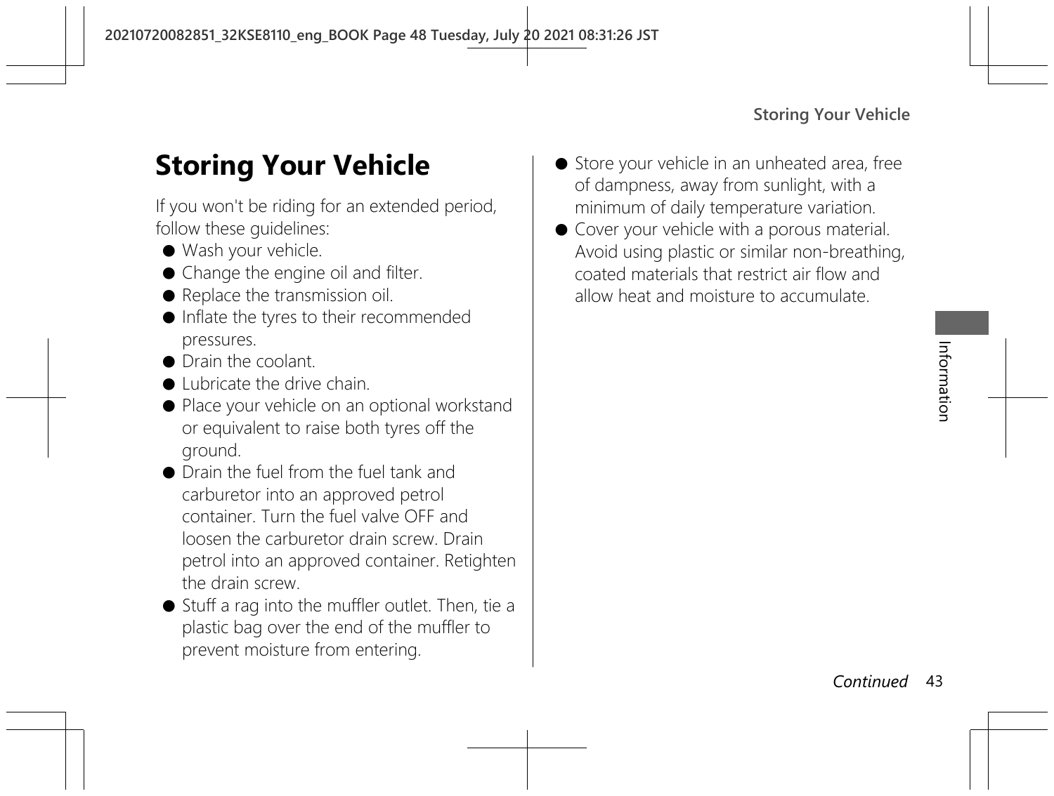# Storing Your Vehicle

If you won't be riding for an extended period, follow these guidelines:

- Wash your vehicle.
- Change the engine oil and filter.
- Replace the transmission oil.
- Inflate the tyres to their recommended pressures.
- Drain the coolant.
- Lubricate the drive chain.
- Place your vehicle on an optional workstand or equivalent to raise both tyres off the ground.
- Drain the fuel from the fuel tank and carburetor into an approved petrol container. Turn the fuel valve OFF and loosen the carburetor drain screw. Drain petrol into an approved container. Retighten the drain screw.
- Stuff a rag into the muffler outlet. Then, tie a plastic bag over the end of the muffler to prevent moisture from entering.
- Store your vehicle in an unheated area, free of dampness, away from sunlight, with a minimum of daily temperature variation.
- Cover your vehicle with a porous material. Avoid using plastic or similar non-breathing, coated materials that restrict air flow and allow heat and moisture to accumulate.

*Continued*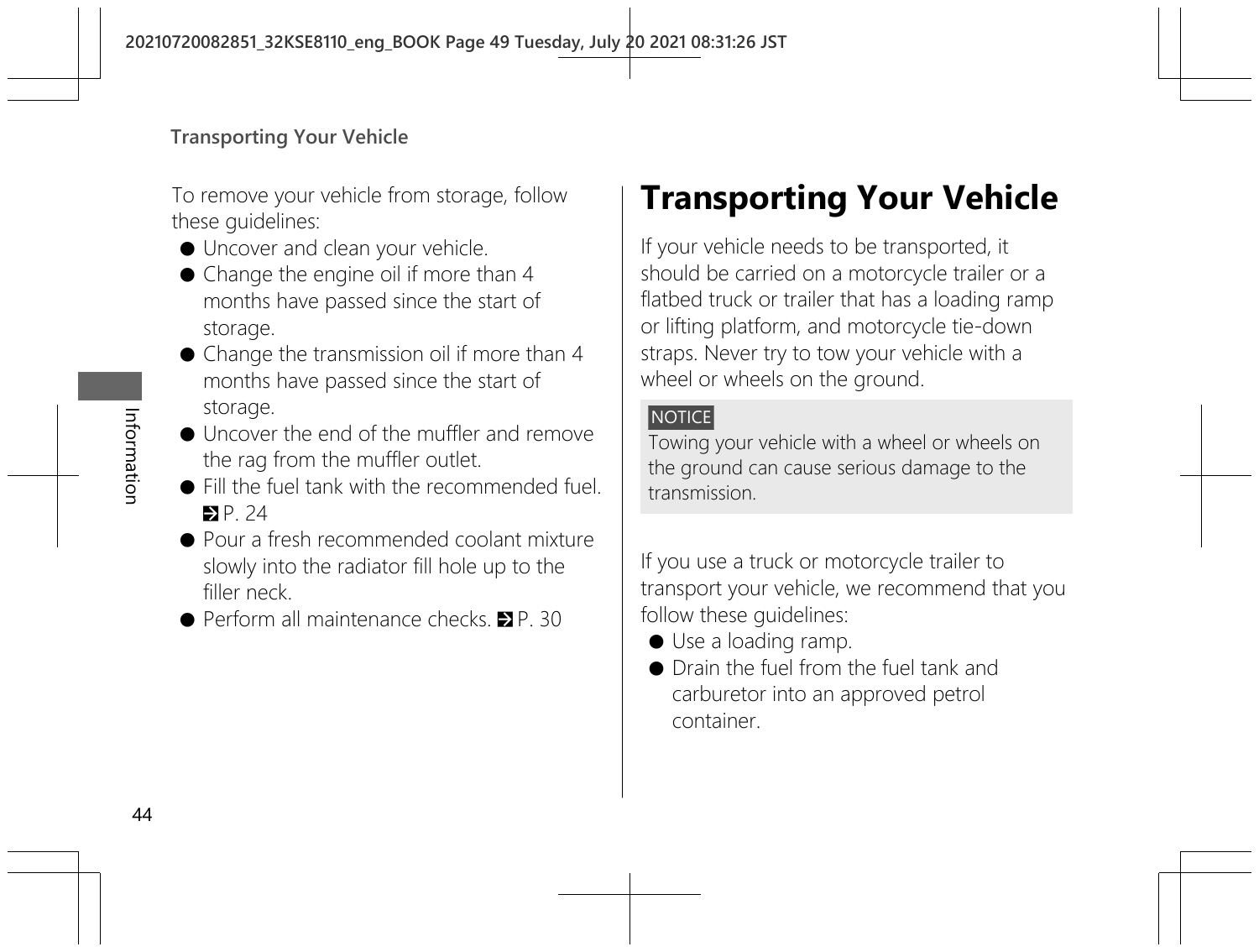To remove your vehicle from storage, follow these guidelines:

- Uncover and clean your vehicle.
- Change the engine oil if more than 4 months have passed since the start of storage.
- Change the transmission oil if more than 4 months have passed since the start of storage.
- Uncover the end of the muffler and remove the rag from the muffler outlet.
- Fill the fuel tank with the recommended fuel. ➡ P. 24
- Pour a fresh recommended coolant mixture slowly into the radiator fill hole up to the filler neck.
- Perform all maintenance checks. ➡ P. 30

# Transporting Your Vehicle

If your vehicle needs to be transported, it should be carried on a motorcycle trailer or a flatbed truck or trailer that has a loading ramp or lifting platform, and motorcycle tie-down straps. Never try to tow your vehicle with a wheel or wheels on the ground.

**NOTICE**

Towing your vehicle with a wheel or wheels on the ground can cause serious damage to the transmission.

If you use a truck or motorcycle trailer to transport your vehicle, we recommend that you follow these guidelines:

- Use a loading ramp.
- Drain the fuel from the fuel tank and carburetor into an approved petrol container.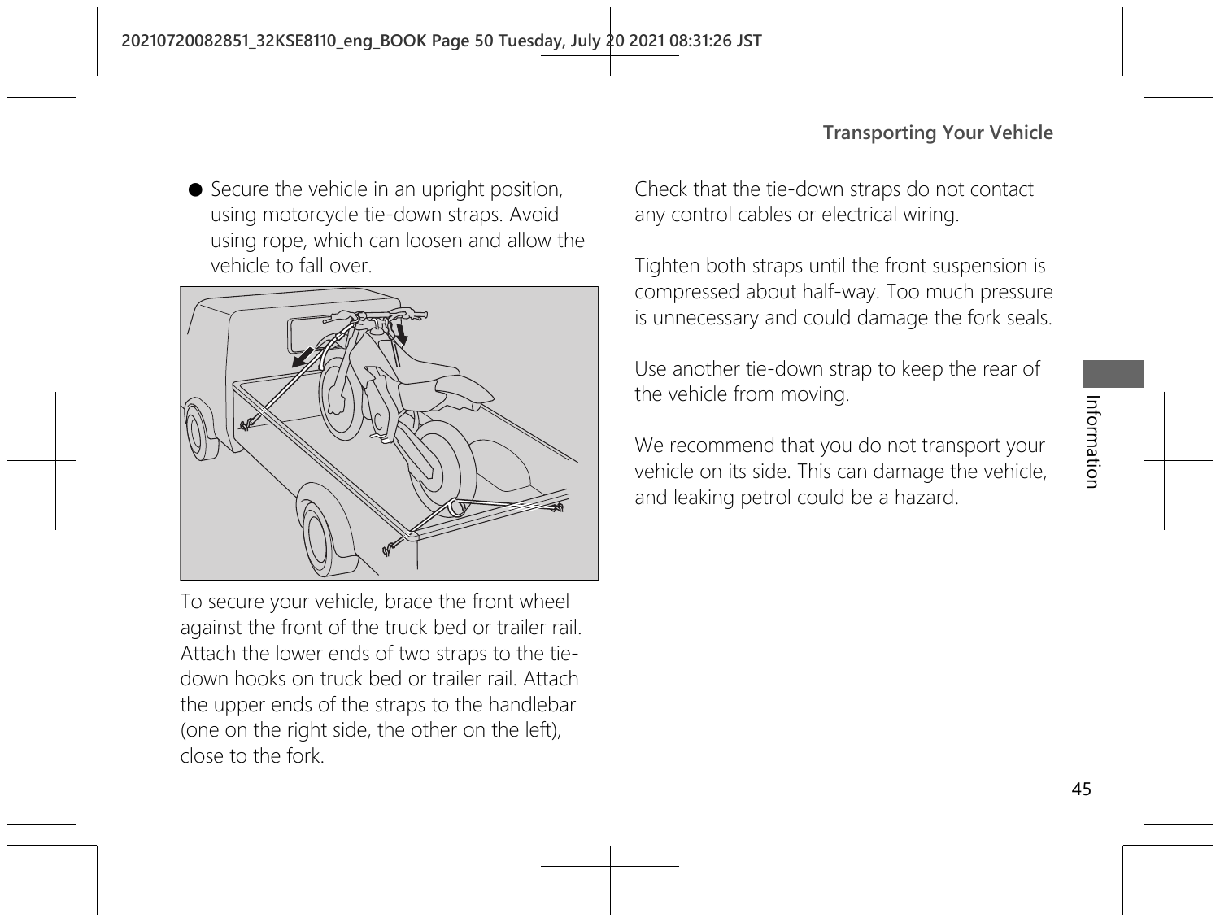- Secure the vehicle in an upright position, using motorcycle tie-down straps. Avoid using rope, which can loosen and allow the vehicle to fall over.

To secure your vehicle, brace the front wheel against the front of the truck bed or trailer rail. Attach the lower ends of two straps to the tie-down hooks on truck bed or trailer rail. Attach the upper ends of the straps to the handlebar (one on the right side, the other on the left), close to the fork.

Check that the tie-down straps do not contact any control cables or electrical wiring.

Tighten both straps until the front suspension is compressed about half-way. Too much pressure is unnecessary and could damage the fork seals.

Use another tie-down strap to keep the rear of the vehicle from moving.

We recommend that you do not transport your vehicle on its side. This can damage the vehicle, and leaking petrol could be a hazard.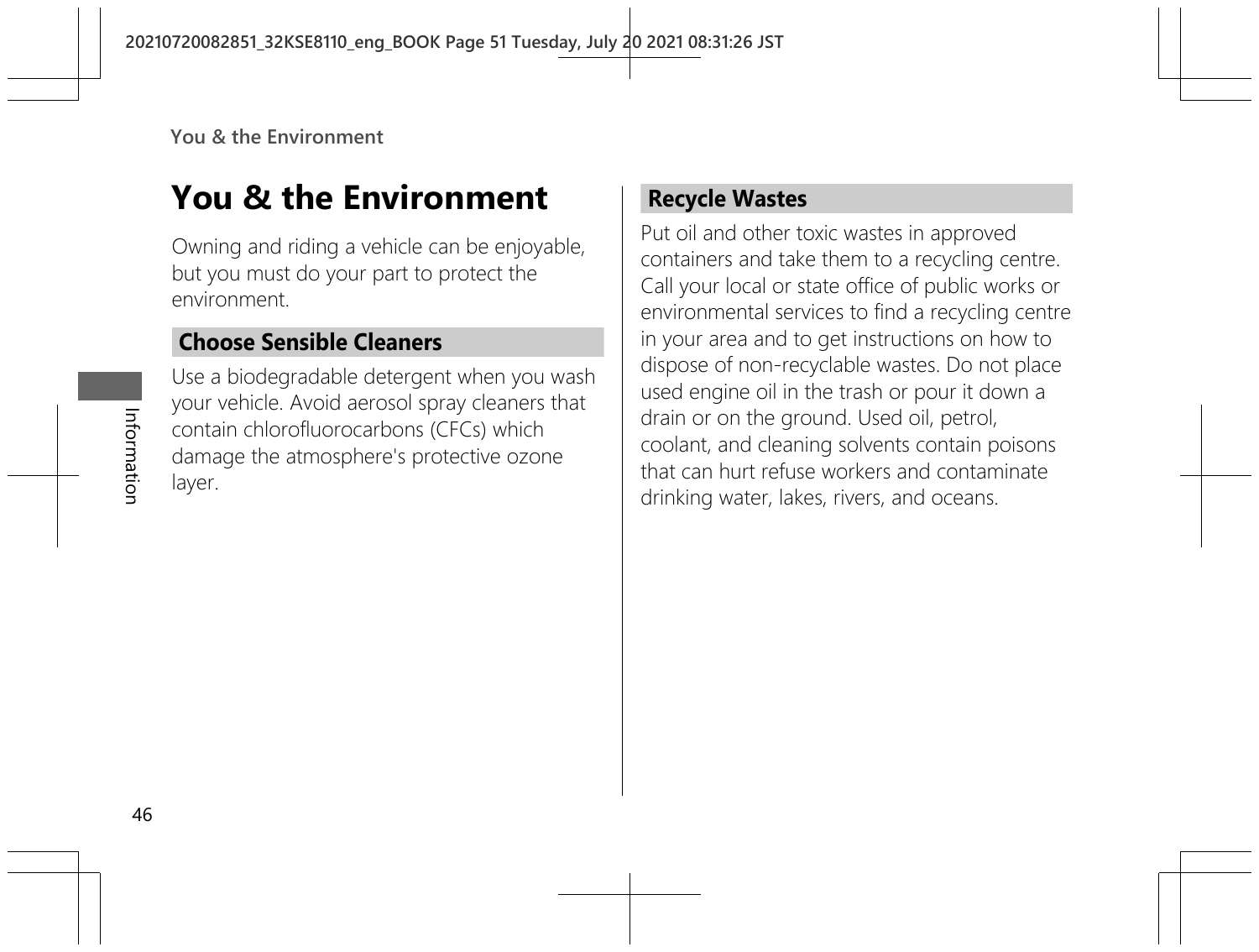# You & the Environment

Owning and riding a vehicle can be enjoyable, but you must do your part to protect the environment.

## Choose Sensible Cleaners

Use a biodegradable detergent when you wash your vehicle. Avoid aerosol spray cleaners that contain chlorofluorocarbons (CFCs) which damage the atmosphere's protective ozone layer.

## Recycle Wastes

Put oil and other toxic wastes in approved containers and take them to a recycling centre. Call your local or state office of public works or environmental services to find a recycling centre in your area and to get instructions on how to dispose of non-recyclable wastes. Do not place used engine oil in the trash or pour it down a drain or on the ground. Used oil, petrol, coolant, and cleaning solvents contain poisons that can hurt refuse workers and contaminate drinking water, lakes, rivers, and oceans.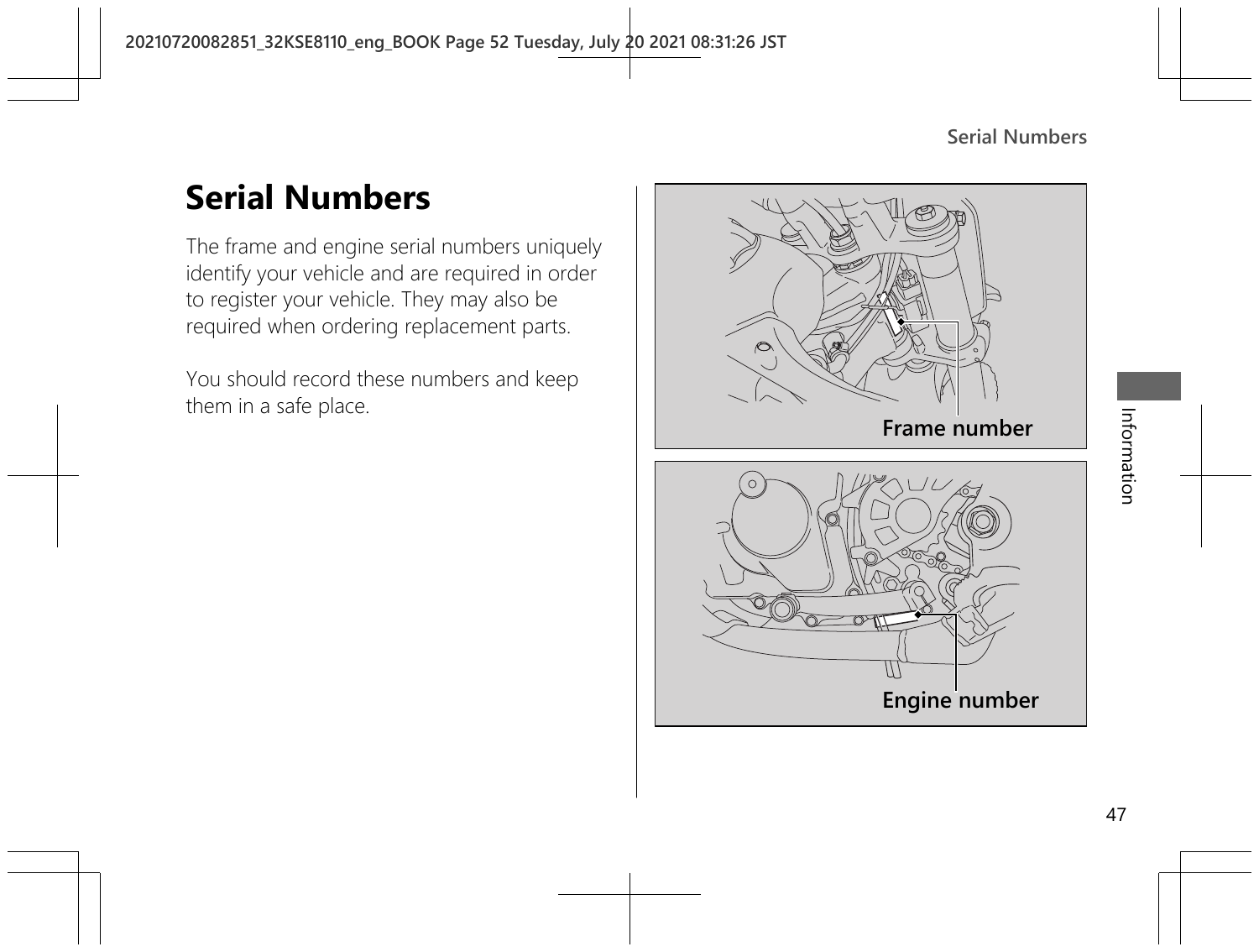# Serial Numbers

The frame and engine serial numbers uniquely identify your vehicle and are required in order to register your vehicle. They may also be required when ordering replacement parts.

You should record these numbers and keep them in a safe place.

Frame number

Engine number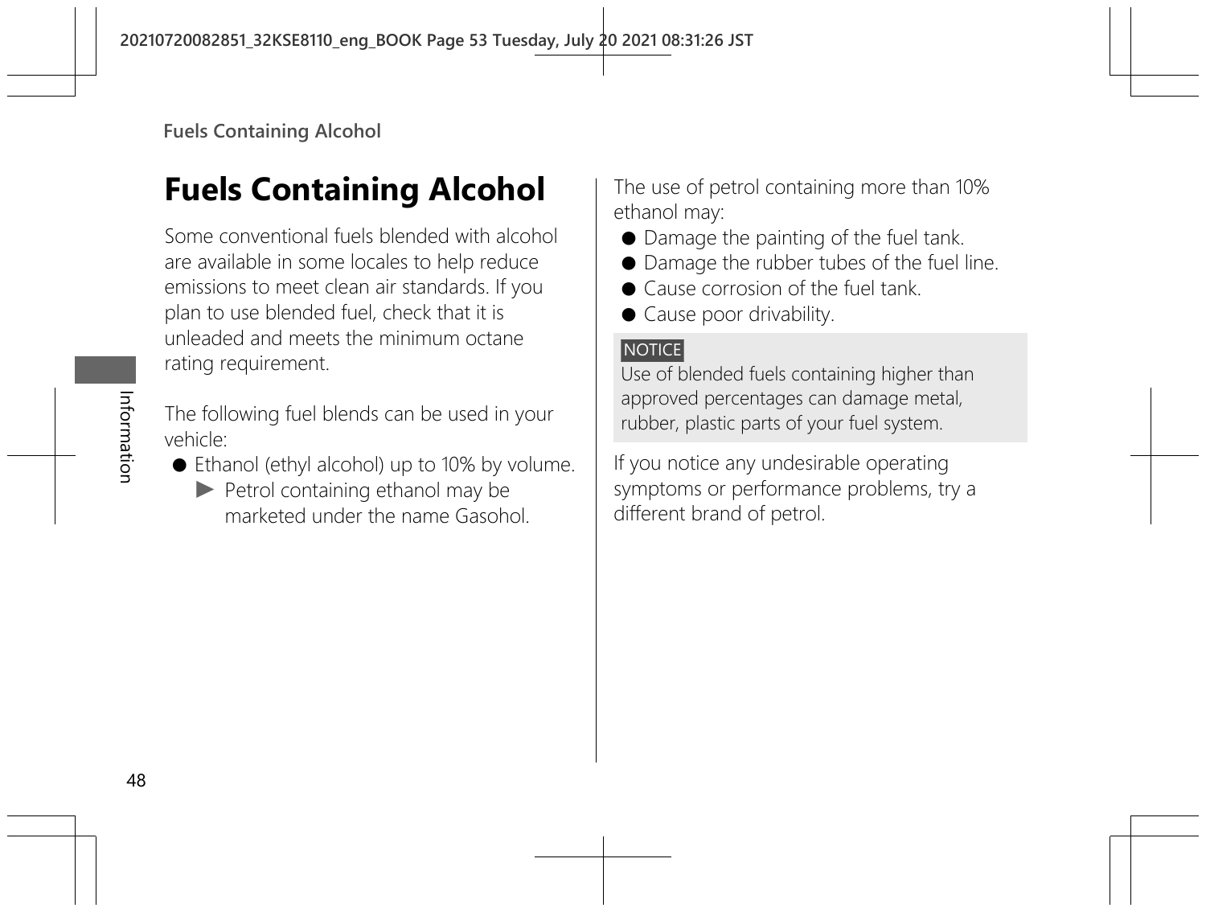# Fuels Containing Alcohol

Some conventional fuels blended with alcohol are available in some locales to help reduce emissions to meet clean air standards. If you plan to use blended fuel, check that it is unleaded and meets the minimum octane rating requirement.

The following fuel blends can be used in your vehicle:

- Ethanol (ethyl alcohol) up to 10% by volume.
  - ▶ Petrol containing ethanol may be marketed under the name Gasohol.

The use of petrol containing more than 10% ethanol may:

- Damage the painting of the fuel tank.
- Damage the rubber tubes of the fuel line.
- Cause corrosion of the fuel tank.
- Cause poor drivability.

**NOTICE**

Use of blended fuels containing higher than approved percentages can damage metal, rubber, plastic parts of your fuel system.

If you notice any undesirable operating symptoms or performance problems, try a different brand of petrol.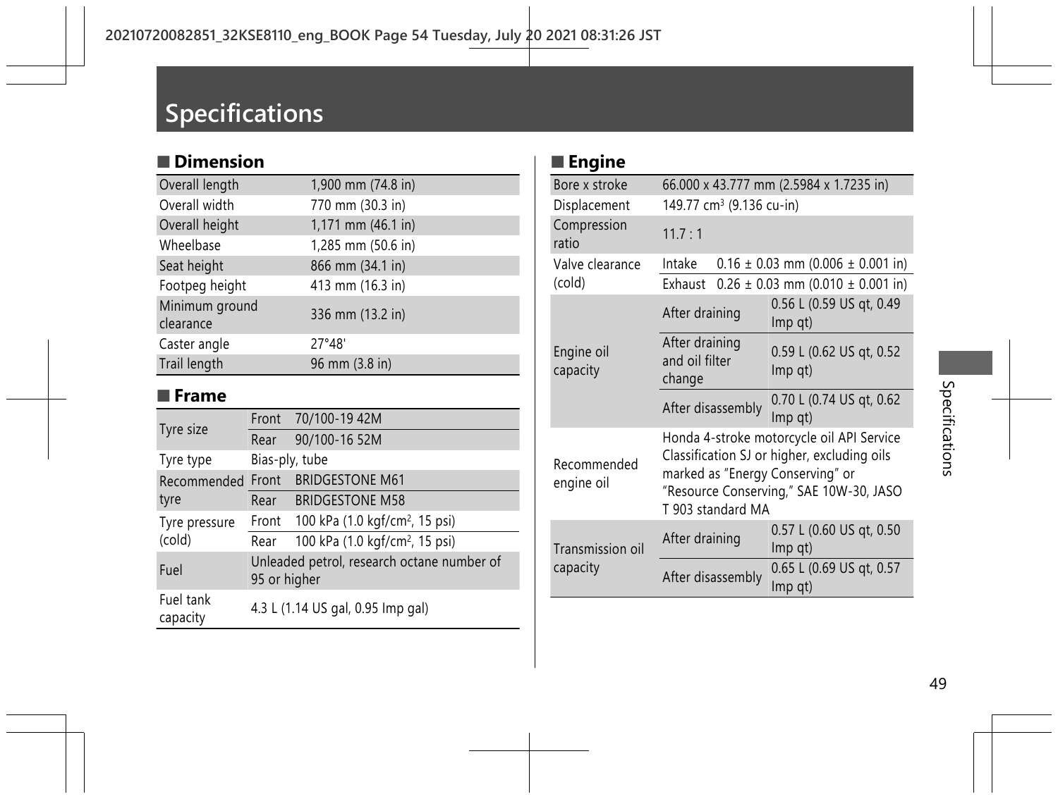# Specifications

## Dimension

| | |
|---|---|
| Overall length | 1,900 mm (74.8 in) |
| Overall width | 770 mm (30.3 in) |
| Overall height | 1,171 mm (46.1 in) |
| Wheelbase | 1,285 mm (50.6 in) |
| Seat height | 866 mm (34.1 in) |
| Footpeg height | 413 mm (16.3 in) |
| Minimum ground clearance | 336 mm (13.2 in) |
| Caster angle | 27°48' |
| Trail length | 96 mm (3.8 in) |

## Frame

| | | |
|---|---|---|
| Tyre size | Front | 70/100-19 42M |
| | Rear | 90/100-16 52M |
| Tyre type | Bias-ply, tube | |
| Recommended tyre | Front | BRIDGESTONE M61 |
| | Rear | BRIDGESTONE M58 |
| Tyre pressure (cold) | Front | 100 kPa (1.0 kgf/cm$^2$, 15 psi) |
| | Rear | 100 kPa (1.0 kgf/cm$^2$, 15 psi) |
| Fuel | Unleaded petrol, research octane number of 95 or higher | |
| Fuel tank capacity | 4.3 L (1.14 US gal, 0.95 Imp gal) | |

## Engine

| | | |
|---|---|---|
| Bore x stroke | 66.000 x 43.777 mm (2.5984 x 1.7235 in) | |
| Displacement | 149.77 cm$^3$ (9.136 cu-in) | |
| Compression ratio | 11.7 : 1 | |
| Valve clearance (cold) | Intake | 0.16 ± 0.03 mm (0.006 ± 0.001 in) |
| | Exhaust | 0.26 ± 0.03 mm (0.010 ± 0.001 in) |
| Engine oil capacity | After draining | 0.56 L (0.59 US qt, 0.49 Imp qt) |
| | After draining and oil filter change | 0.59 L (0.62 US qt, 0.52 Imp qt) |
| | After disassembly | 0.70 L (0.74 US qt, 0.62 Imp qt) |
| Recommended engine oil | Honda 4-stroke motorcycle oil API Service Classification SJ or higher, excluding oils marked as "Energy Conserving" or "Resource Conserving," SAE 10W-30, JASO T 903 standard MA | |
| Transmission oil capacity | After draining | 0.57 L (0.60 US qt, 0.50 Imp qt) |
| | After disassembly | 0.65 L (0.69 US qt, 0.57 Imp qt) |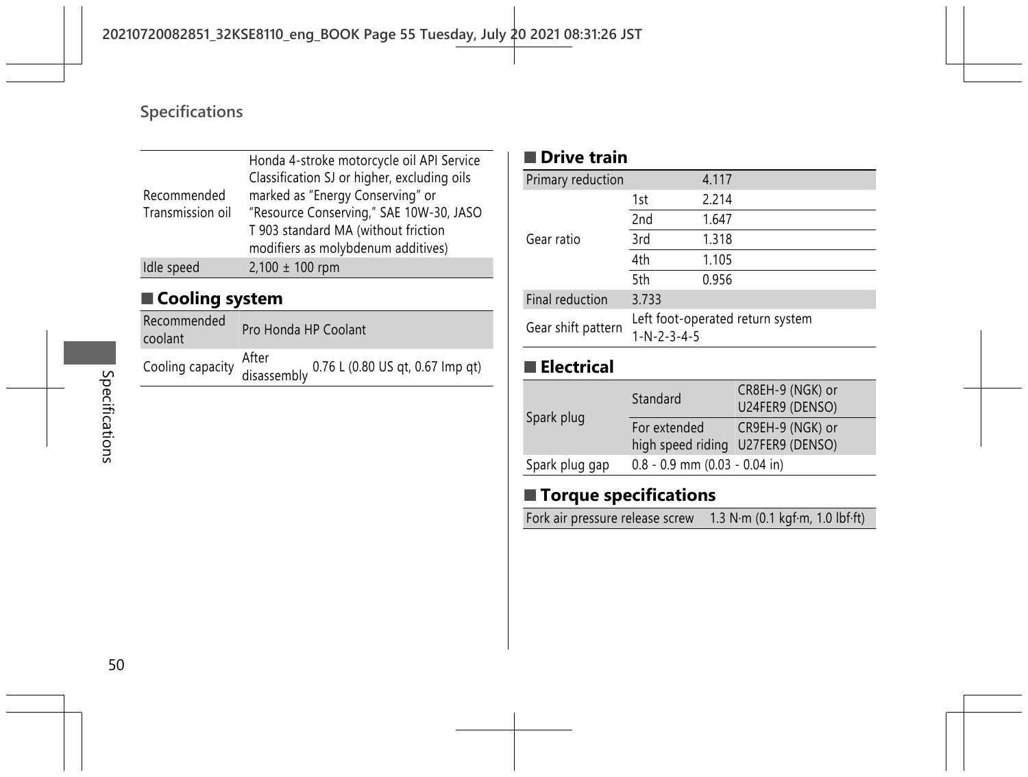## Specifications

| | |
|---|---|
| Recommended Transmission oil | Honda 4-stroke motorcycle oil API Service Classification SJ or higher, excluding oils marked as "Energy Conserving" or "Resource Conserving," SAE 10W-30, JASO T 903 standard MA (without friction modifiers as molybdenum additives) |
| Idle speed | 2,100 ± 100 rpm |

### ■ Cooling system

| | | |
|---|---|---|
| Recommended coolant | Pro Honda HP Coolant | |
| Cooling capacity | After disassembly | 0.76 L (0.80 US qt, 0.67 Imp qt) |

### ■ Drive train

| | | |
|---|---|---|
| Primary reduction | | 4.117 |
| Gear ratio | 1st | 2.214 |
| | 2nd | 1.647 |
| | 3rd | 1.318 |
| | 4th | 1.105 |
| | 5th | 0.956 |
| Final reduction | 3.733 | |
| Gear shift pattern | Left foot-operated return system 1-N-2-3-4-5 | |

### ■ Electrical

| | | |
|---|---|---|
| Spark plug | Standard | CR8EH-9 (NGK) or U24FER9 (DENSO) |
| | For extended high speed riding | CR9EH-9 (NGK) or U27FER9 (DENSO) |
| Spark plug gap | 0.8 - 0.9 mm (0.03 - 0.04 in) | |

### ■ Torque specifications

| | |
|---|---|
| Fork air pressure release screw | 1.3 N·m (0.1 kgf·m, 1.0 lbf·ft) |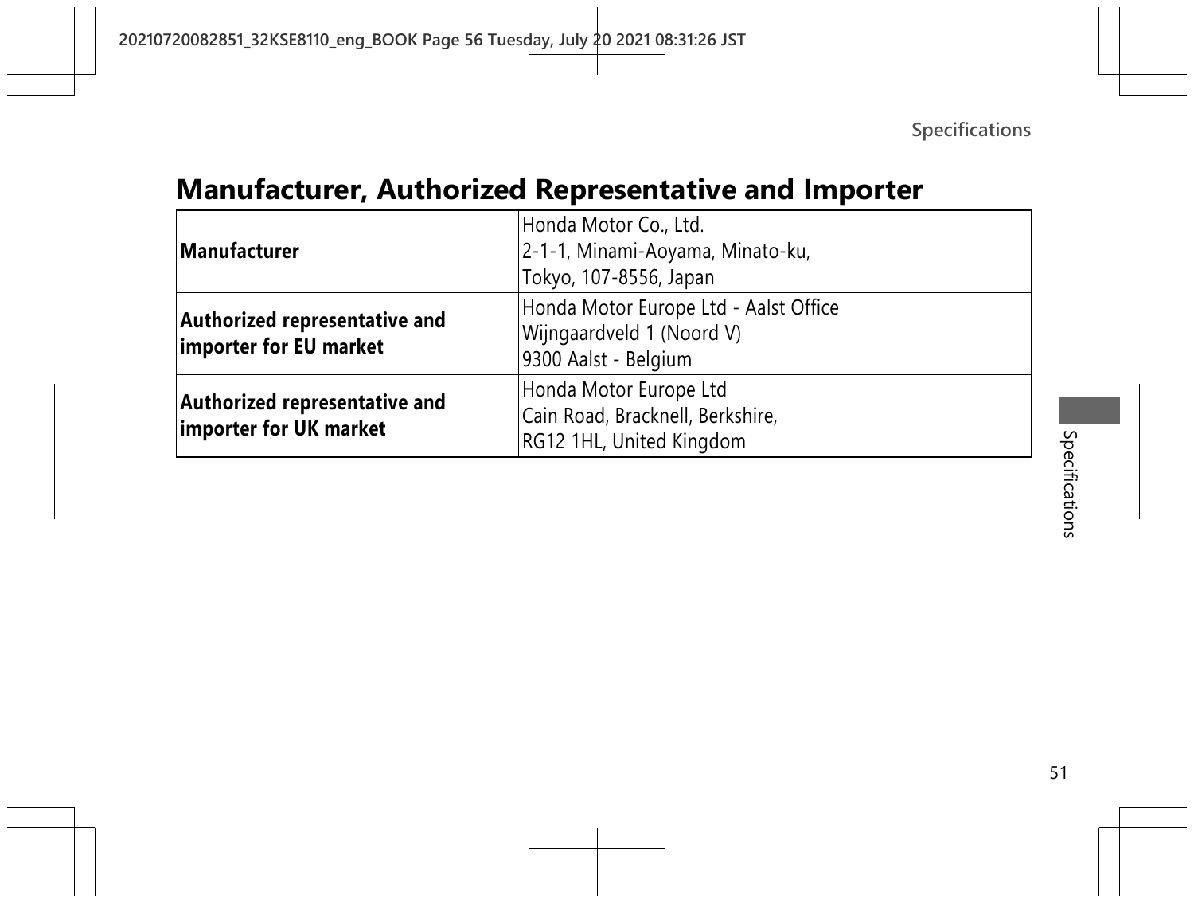## Manufacturer, Authorized Representative and Importer

| | |
|---|---|
| **Manufacturer** | Honda Motor Co., Ltd.<br>2-1-1, Minami-Aoyama, Minato-ku,<br>Tokyo, 107-8556, Japan |
| **Authorized representative and importer for EU market** | Honda Motor Europe Ltd - Aalst Office<br>Wijngaardveld 1 (Noord V)<br>9300 Aalst - Belgium |
| **Authorized representative and importer for UK market** | Honda Motor Europe Ltd<br>Cain Road, Bracknell, Berkshire,<br>RG12 1HL, United Kingdom |